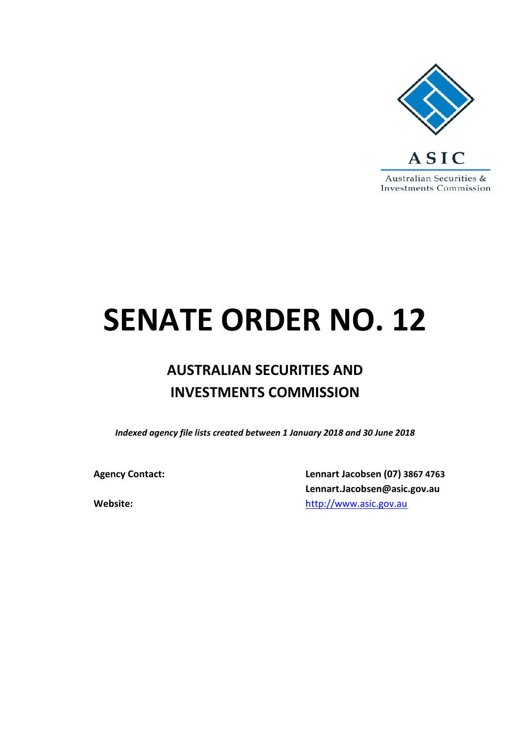ASIC

Australian Securities & Investments Commission

# SENATE ORDER NO. 12

## AUSTRALIAN SECURITIES AND INVESTMENTS COMMISSION

***Indexed agency file lists created between 1 January 2018 and 30 June 2018***

| | |
|---|---|
| **Agency Contact:** | **Lennart Jacobsen (07) 3867 4763** |
| | **Lennart.Jacobsen@asic.gov.au** |
| **Website:** | http://www.asic.gov.au |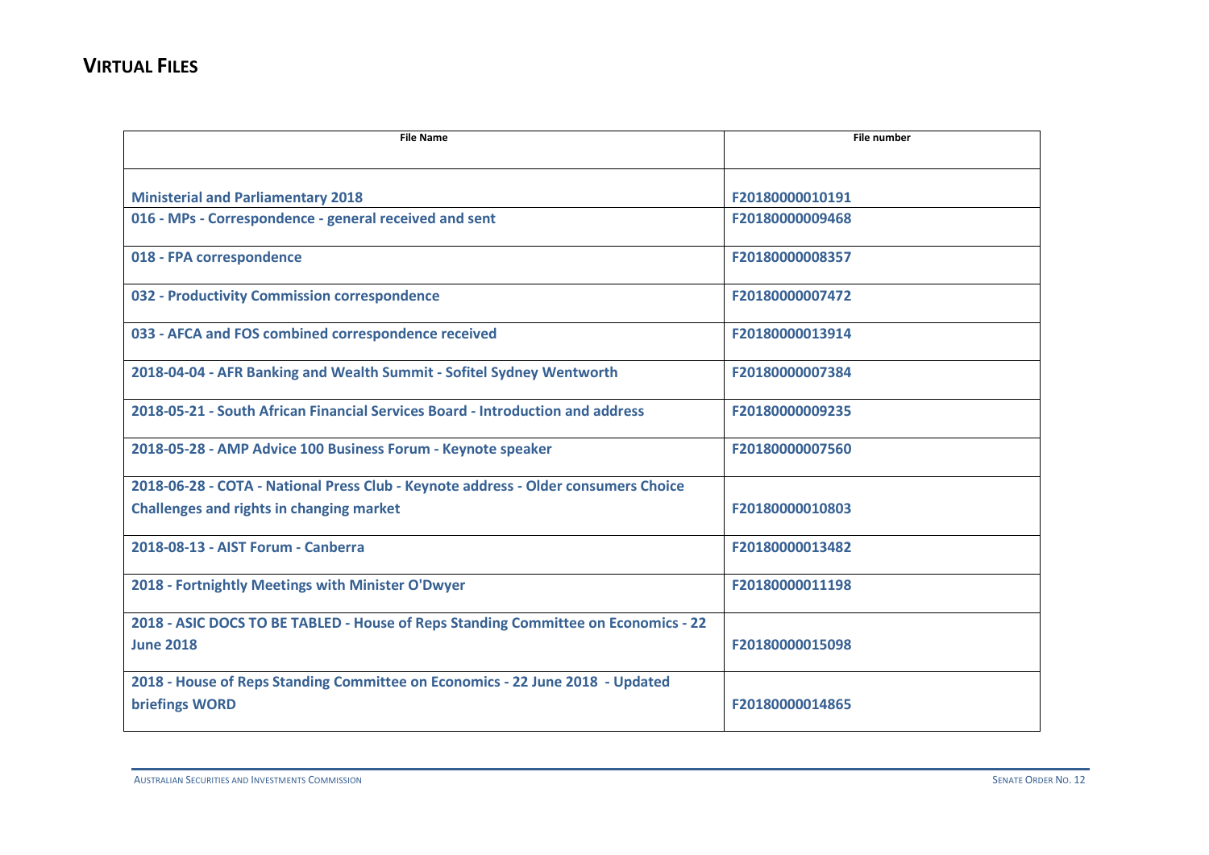## VIRTUAL FILES

| File Name | File number |
| --- | --- |
| **Ministerial and Parliamentary 2018** | **F20180000010191** |
| **016 - MPs - Correspondence - general received and sent** | **F20180000009468** |
| **018 - FPA correspondence** | **F20180000008357** |
| **032 - Productivity Commission correspondence** | **F20180000007472** |
| **033 - AFCA and FOS combined correspondence received** | **F20180000013914** |
| **2018-04-04 - AFR Banking and Wealth Summit - Sofitel Sydney Wentworth** | **F20180000007384** |
| **2018-05-21 - South African Financial Services Board - Introduction and address** | **F20180000009235** |
| **2018-05-28 - AMP Advice 100 Business Forum - Keynote speaker** | **F20180000007560** |
| **2018-06-28 - COTA - National Press Club - Keynote address - Older consumers Choice Challenges and rights in changing market** | **F20180000010803** |
| **2018-08-13 - AIST Forum - Canberra** | **F20180000013482** |
| **2018 - Fortnightly Meetings with Minister O'Dwyer** | **F20180000011198** |
| **2018 - ASIC DOCS TO BE TABLED - House of Reps Standing Committee on Economics - 22 June 2018** | **F20180000015098** |
| **2018 - House of Reps Standing Committee on Economics - 22 June 2018 - Updated briefings WORD** | **F20180000014865** |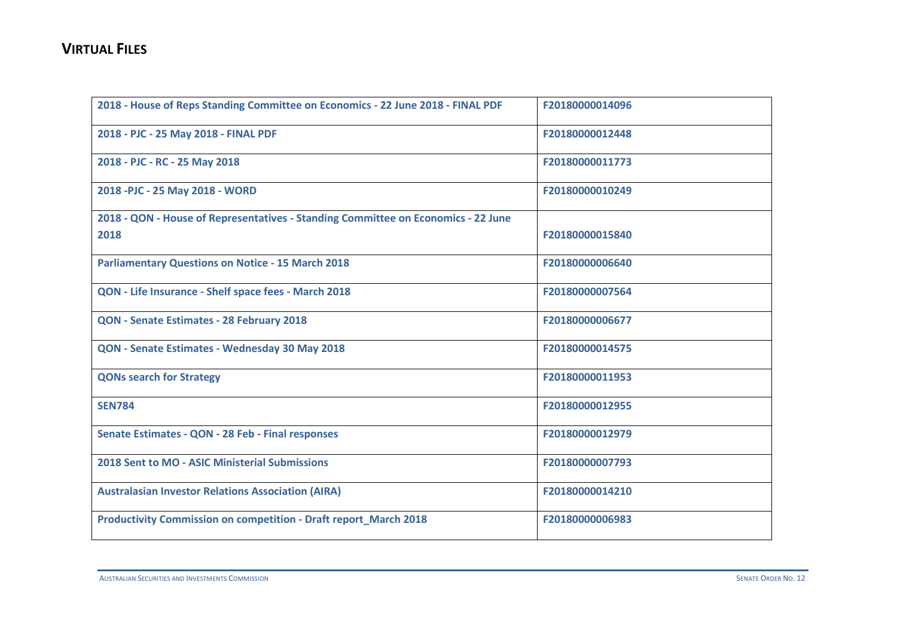## VIRTUAL FILES

| | |
|---|---|
| 2018 - House of Reps Standing Committee on Economics - 22 June 2018 - FINAL PDF | F20180000014096 |
| 2018 - PJC - 25 May 2018 - FINAL PDF | F20180000012448 |
| 2018 - PJC - RC - 25 May 2018 | F20180000011773 |
| 2018 -PJC - 25 May 2018 - WORD | F20180000010249 |
| 2018 - QON - House of Representatives - Standing Committee on Economics - 22 June 2018 | F20180000015840 |
| Parliamentary Questions on Notice - 15 March 2018 | F20180000006640 |
| QON - Life Insurance - Shelf space fees - March 2018 | F20180000007564 |
| QON - Senate Estimates - 28 February 2018 | F20180000006677 |
| QON - Senate Estimates - Wednesday 30 May 2018 | F20180000014575 |
| QONs search for Strategy | F20180000011953 |
| SEN784 | F20180000012955 |
| Senate Estimates - QON - 28 Feb - Final responses | F20180000012979 |
| 2018 Sent to MO - ASIC Ministerial Submissions | F20180000007793 |
| Australasian Investor Relations Association (AIRA) | F20180000014210 |
| Productivity Commission on competition - Draft report_March 2018 | F20180000006983 |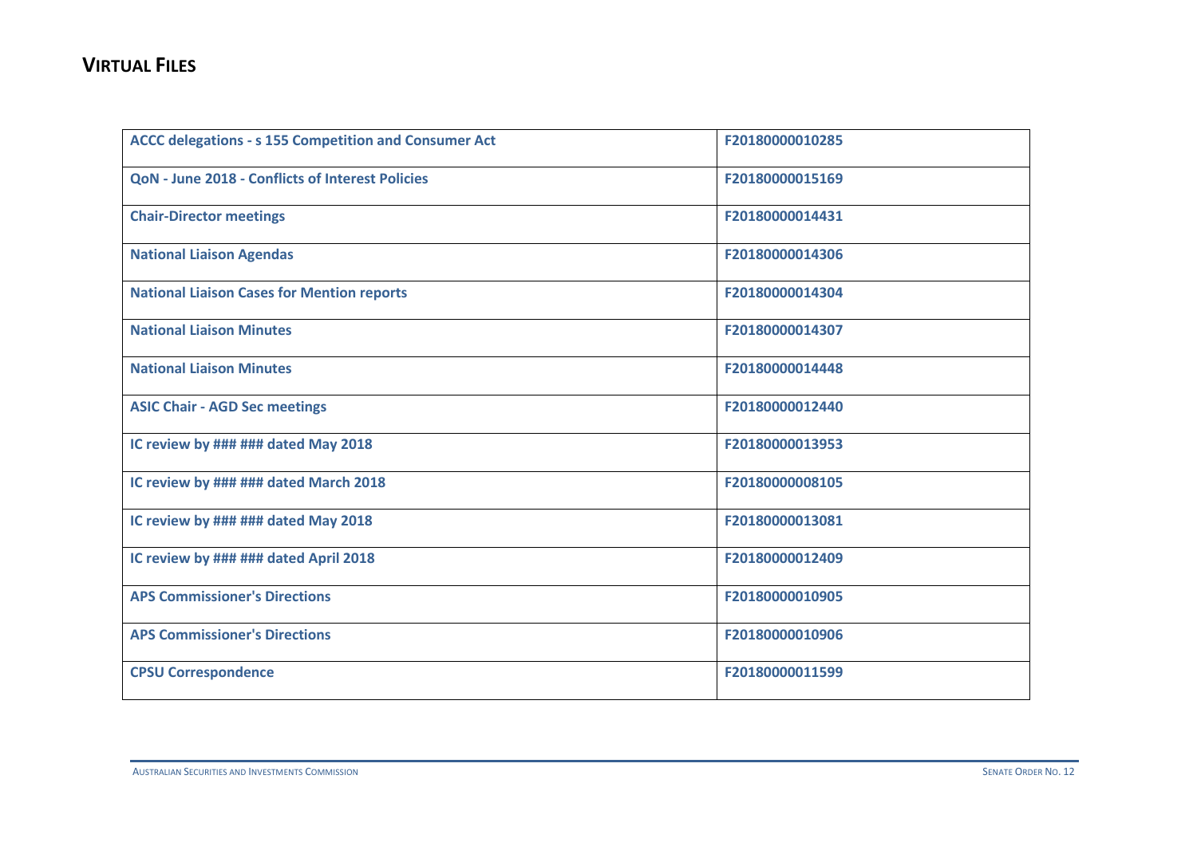## VIRTUAL FILES

| | |
|---|---|
| **ACCC delegations - s 155 Competition and Consumer Act** | F20180000010285 |
| **QoN - June 2018 - Conflicts of Interest Policies** | F20180000015169 |
| **Chair-Director meetings** | F20180000014431 |
| **National Liaison Agendas** | F20180000014306 |
| **National Liaison Cases for Mention reports** | F20180000014304 |
| **National Liaison Minutes** | F20180000014307 |
| **National Liaison Minutes** | F20180000014448 |
| **ASIC Chair - AGD Sec meetings** | F20180000012440 |
| **IC review by ### ### dated May 2018** | F20180000013953 |
| **IC review by ### ### dated March 2018** | F20180000008105 |
| **IC review by ### ### dated May 2018** | F20180000013081 |
| **IC review by ### ### dated April 2018** | F20180000012409 |
| **APS Commissioner's Directions** | F20180000010905 |
| **APS Commissioner's Directions** | F20180000010906 |
| **CPSU Correspondence** | F20180000011599 |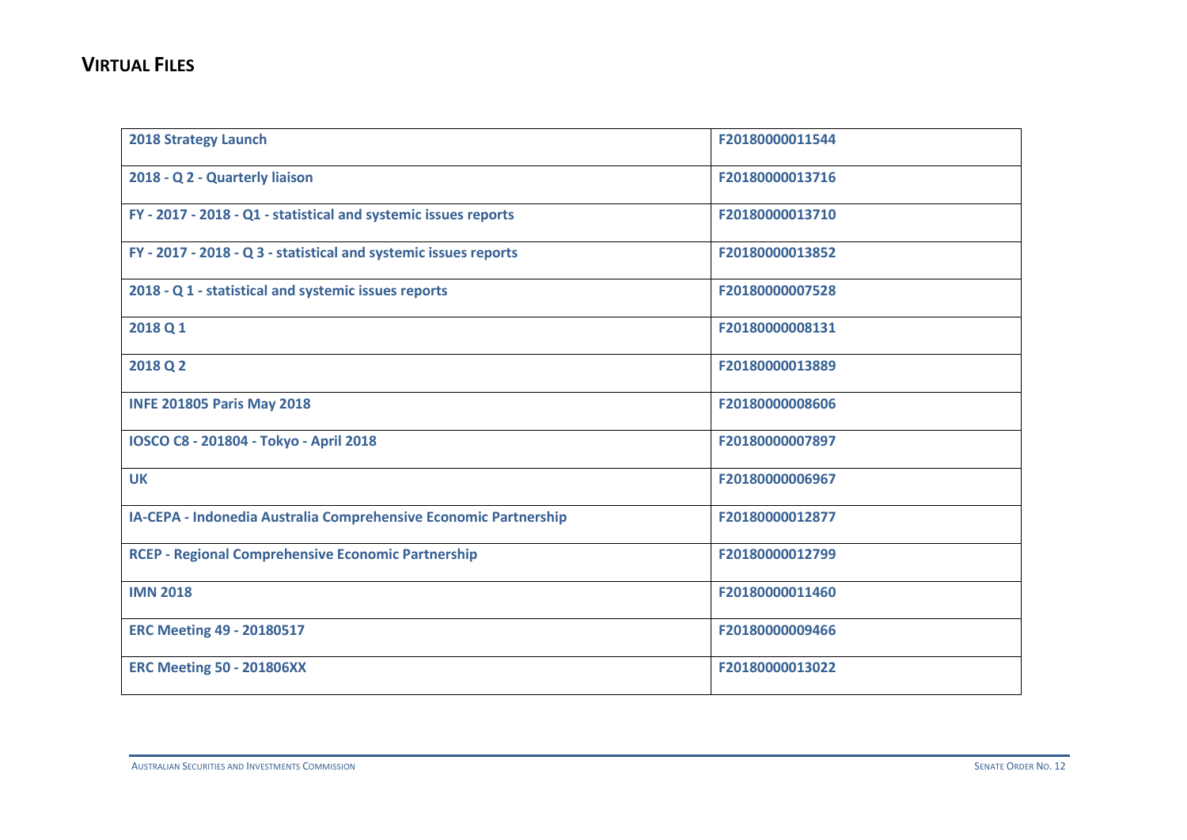## VIRTUAL FILES

| | |
|---|---|
| **2018 Strategy Launch** | **F20180000011544** |
| **2018 - Q 2 - Quarterly liaison** | **F20180000013716** |
| **FY - 2017 - 2018 - Q1 - statistical and systemic issues reports** | **F20180000013710** |
| **FY - 2017 - 2018 - Q 3 - statistical and systemic issues reports** | **F20180000013852** |
| **2018 - Q 1 - statistical and systemic issues reports** | **F20180000007528** |
| **2018 Q 1** | **F20180000008131** |
| **2018 Q 2** | **F20180000013889** |
| **INFE 201805 Paris May 2018** | **F20180000008606** |
| **IOSCO C8 - 201804 - Tokyo - April 2018** | **F20180000007897** |
| **UK** | **F20180000006967** |
| **IA-CEPA - Indonedia Australia Comprehensive Economic Partnership** | **F20180000012877** |
| **RCEP - Regional Comprehensive Economic Partnership** | **F20180000012799** |
| **IMN 2018** | **F20180000011460** |
| **ERC Meeting 49 - 20180517** | **F20180000009466** |
| **ERC Meeting 50 - 201806XX** | **F20180000013022** |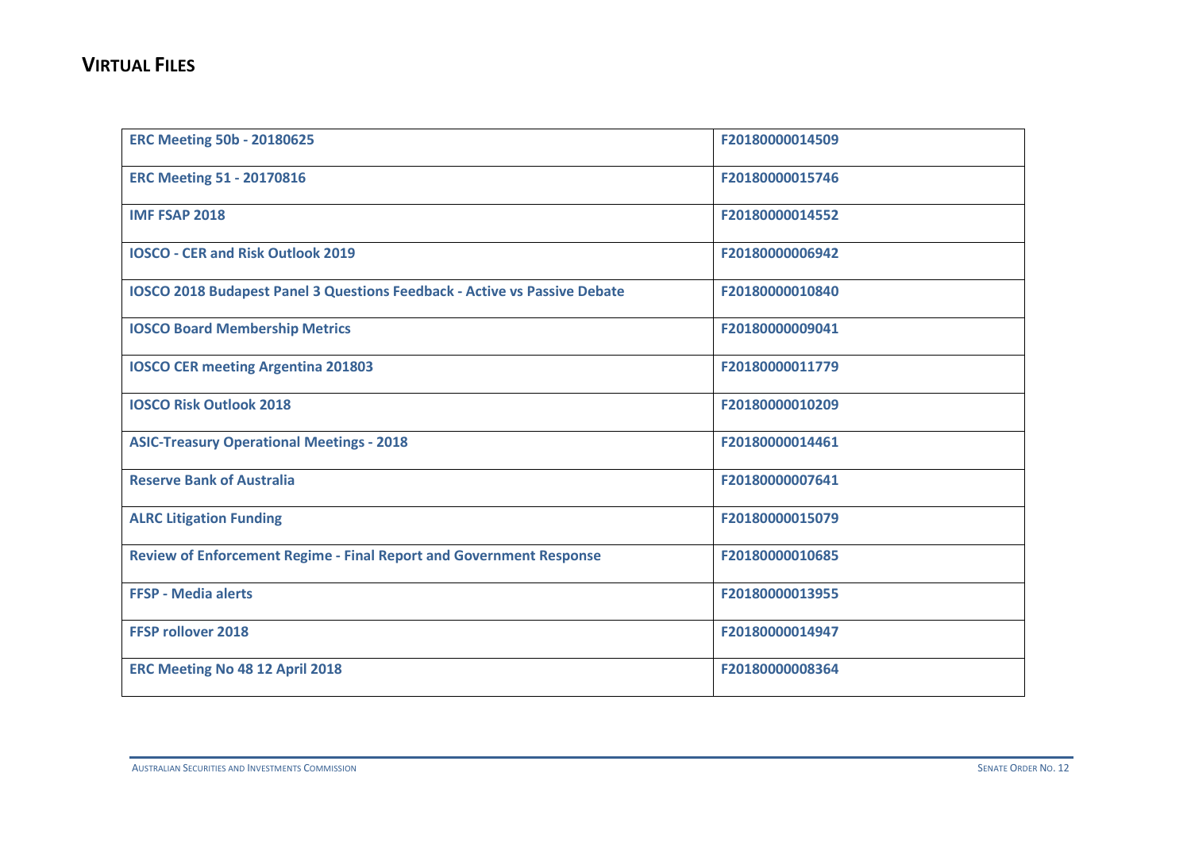## VIRTUAL FILES

| | |
|---|---|
| **ERC Meeting 50b - 20180625** | **F20180000014509** |
| **ERC Meeting 51 - 20170816** | **F20180000015746** |
| **IMF FSAP 2018** | **F20180000014552** |
| **IOSCO - CER and Risk Outlook 2019** | **F20180000006942** |
| **IOSCO 2018 Budapest Panel 3 Questions Feedback - Active vs Passive Debate** | **F20180000010840** |
| **IOSCO Board Membership Metrics** | **F20180000009041** |
| **IOSCO CER meeting Argentina 201803** | **F20180000011779** |
| **IOSCO Risk Outlook 2018** | **F20180000010209** |
| **ASIC-Treasury Operational Meetings - 2018** | **F20180000014461** |
| **Reserve Bank of Australia** | **F20180000007641** |
| **ALRC Litigation Funding** | **F20180000015079** |
| **Review of Enforcement Regime - Final Report and Government Response** | **F20180000010685** |
| **FFSP - Media alerts** | **F20180000013955** |
| **FFSP rollover 2018** | **F20180000014947** |
| **ERC Meeting No 48 12 April 2018** | **F20180000008364** |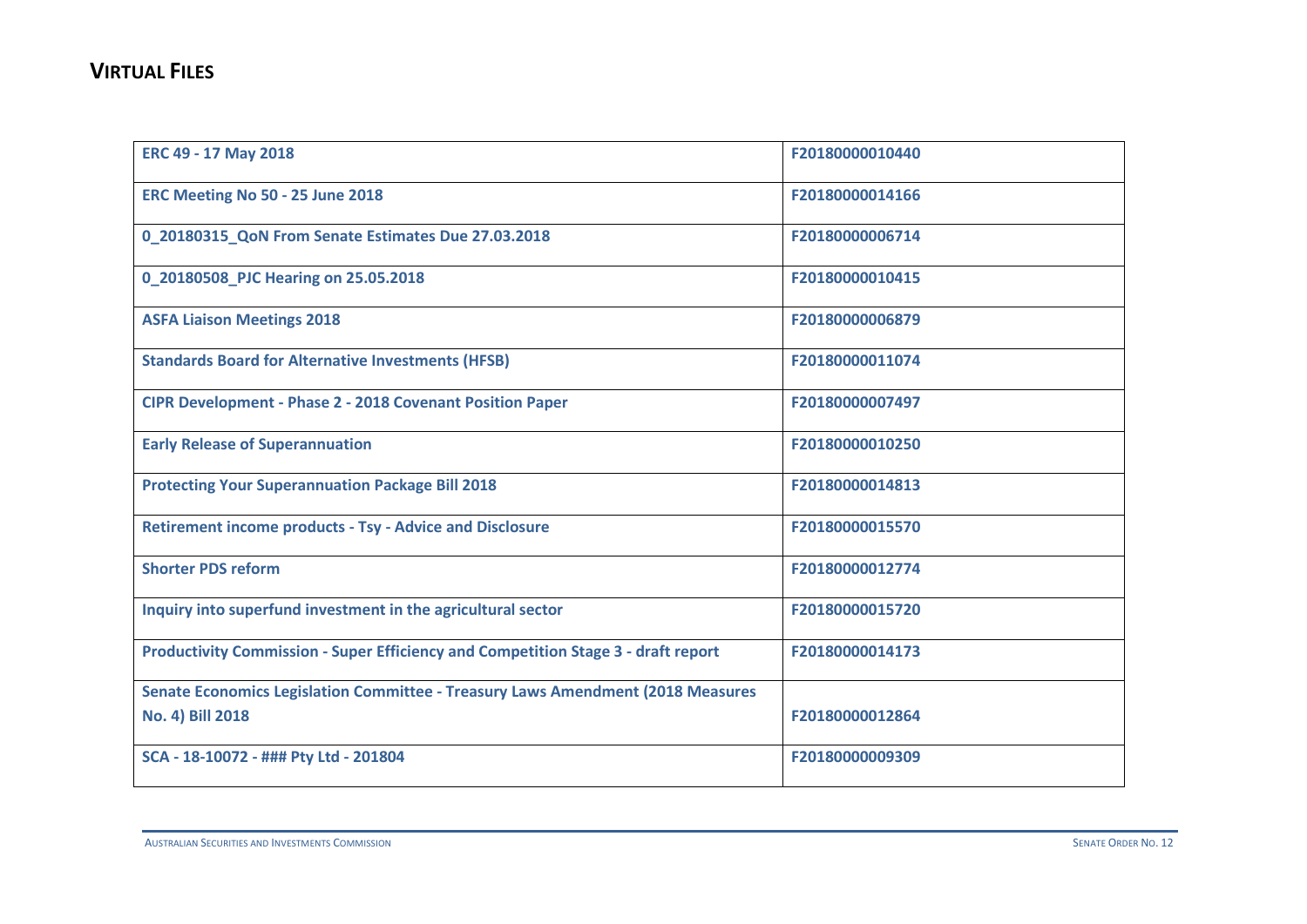## VIRTUAL FILES

| | |
|---|---|
| **ERC 49 - 17 May 2018** | **F20180000010440** |
| **ERC Meeting No 50 - 25 June 2018** | **F20180000014166** |
| **0_20180315_QoN From Senate Estimates Due 27.03.2018** | **F20180000006714** |
| **0_20180508_PJC Hearing on 25.05.2018** | **F20180000010415** |
| **ASFA Liaison Meetings 2018** | **F20180000006879** |
| **Standards Board for Alternative Investments (HFSB)** | **F20180000011074** |
| **CIPR Development - Phase 2 - 2018 Covenant Position Paper** | **F20180000007497** |
| **Early Release of Superannuation** | **F20180000010250** |
| **Protecting Your Superannuation Package Bill 2018** | **F20180000014813** |
| **Retirement income products - Tsy - Advice and Disclosure** | **F20180000015570** |
| **Shorter PDS reform** | **F20180000012774** |
| **Inquiry into superfund investment in the agricultural sector** | **F20180000015720** |
| **Productivity Commission - Super Efficiency and Competition Stage 3 - draft report** | **F20180000014173** |
| **Senate Economics Legislation Committee - Treasury Laws Amendment (2018 Measures No. 4) Bill 2018** | **F20180000012864** |
| **SCA - 18-10072 - ### Pty Ltd - 201804** | **F20180000009309** |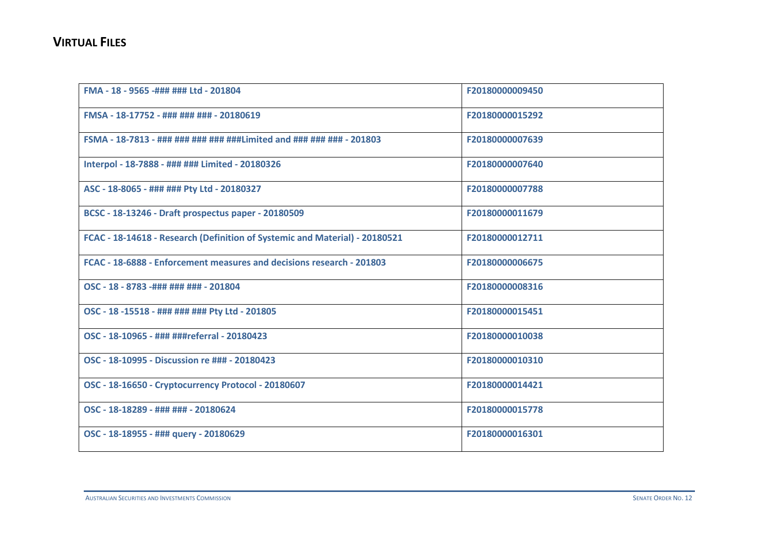## VIRTUAL FILES

| | |
|---|---|
| **FMA - 18 - 9565 -### ### Ltd - 201804** | **F20180000009450** |
| **FMSA - 18-17752 - ### ### ### - 20180619** | **F20180000015292** |
| **FSMA - 18-7813 - ### ### ### ### ###Limited and ### ### ### - 201803** | **F20180000007639** |
| **Interpol - 18-7888 - ### ### Limited - 20180326** | **F20180000007640** |
| **ASC - 18-8065 - ### ### Pty Ltd - 20180327** | **F20180000007788** |
| **BCSC - 18-13246 - Draft prospectus paper - 20180509** | **F20180000011679** |
| **FCAC - 18-14618 - Research (Definition of Systemic and Material) - 20180521** | **F20180000012711** |
| **FCAC - 18-6888 - Enforcement measures and decisions research - 201803** | **F20180000006675** |
| **OSC - 18 - 8783 -### ### ### - 201804** | **F20180000008316** |
| **OSC - 18 -15518 - ### ### ### Pty Ltd - 201805** | **F20180000015451** |
| **OSC - 18-10965 - ### ###referral - 20180423** | **F20180000010038** |
| **OSC - 18-10995 - Discussion re ### - 20180423** | **F20180000010310** |
| **OSC - 18-16650 - Cryptocurrency Protocol - 20180607** | **F20180000014421** |
| **OSC - 18-18289 - ### ### - 20180624** | **F20180000015778** |
| **OSC - 18-18955 - ### query - 20180629** | **F20180000016301** |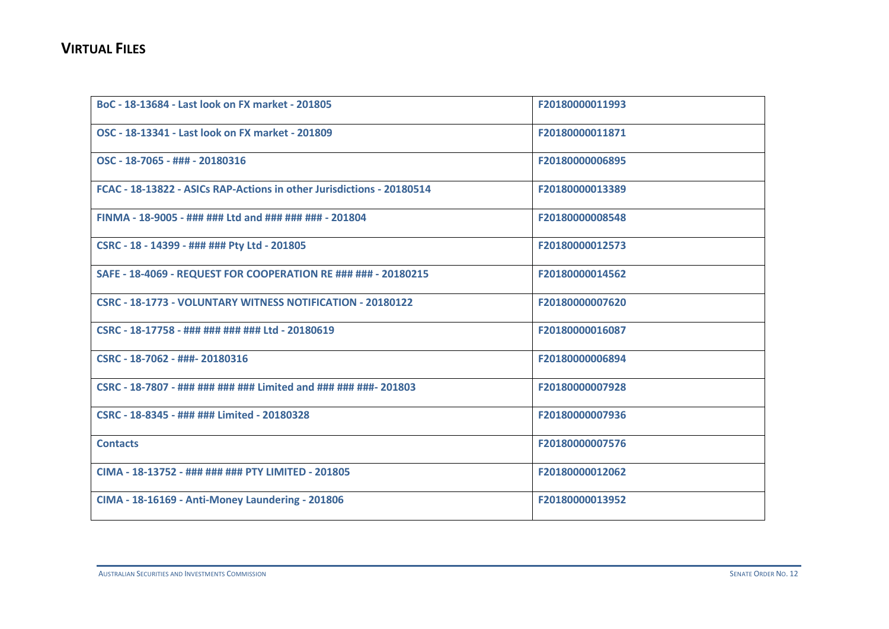## VIRTUAL FILES

| | |
|---|---|
| **BoC - 18-13684 - Last look on FX market - 201805** | **F20180000011993** |
| **OSC - 18-13341 - Last look on FX market - 201809** | **F20180000011871** |
| **OSC - 18-7065 - ### - 20180316** | **F20180000006895** |
| **FCAC - 18-13822 - ASICs RAP-Actions in other Jurisdictions - 20180514** | **F20180000013389** |
| **FINMA - 18-9005 - ### ### Ltd and ### ### ### - 201804** | **F20180000008548** |
| **CSRC - 18 - 14399 - ### ### Pty Ltd - 201805** | **F20180000012573** |
| **SAFE - 18-4069 - REQUEST FOR COOPERATION RE ### ### - 20180215** | **F20180000014562** |
| **CSRC - 18-1773 - VOLUNTARY WITNESS NOTIFICATION - 20180122** | **F20180000007620** |
| **CSRC - 18-17758 - ### ### ### ### Ltd - 20180619** | **F20180000016087** |
| **CSRC - 18-7062 - ###- 20180316** | **F20180000006894** |
| **CSRC - 18-7807 - ### ### ### ### Limited and ### ### ###- 201803** | **F20180000007928** |
| **CSRC - 18-8345 - ### ### Limited - 20180328** | **F20180000007936** |
| **Contacts** | **F20180000007576** |
| **CIMA - 18-13752 - ### ### ### PTY LIMITED - 201805** | **F20180000012062** |
| **CIMA - 18-16169 - Anti-Money Laundering - 201806** | **F20180000013952** |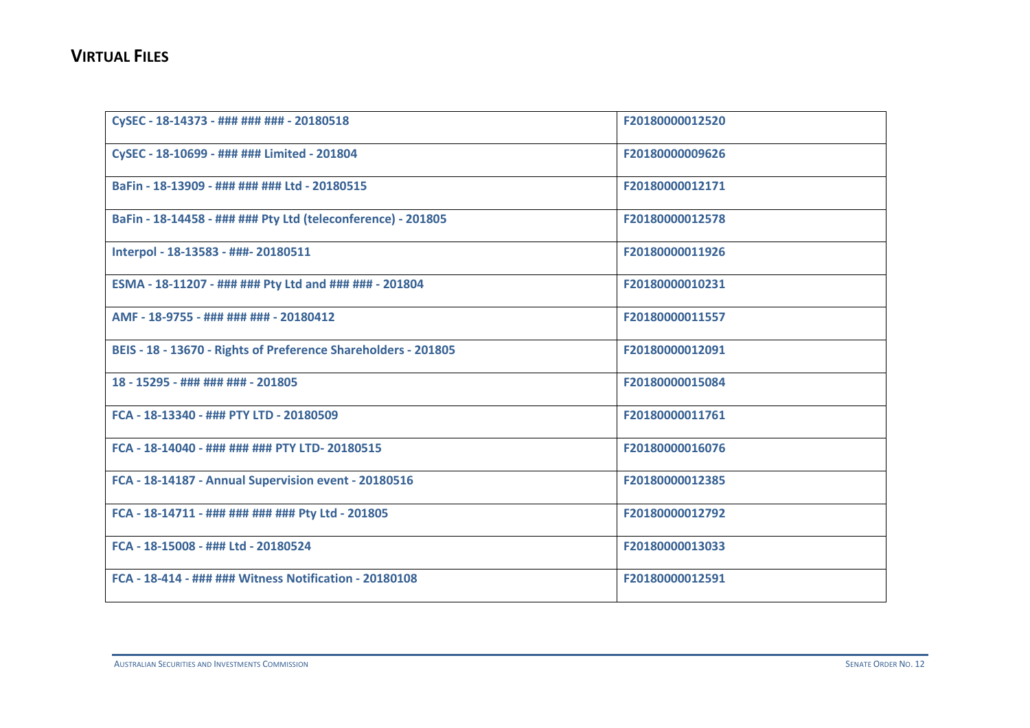## VIRTUAL FILES

| | |
|---|---|
| CySEC - 18-14373 - ### ### ### - 20180518 | F20180000012520 |
| CySEC - 18-10699 - ### ### Limited - 201804 | F20180000009626 |
| BaFin - 18-13909 - ### ### ### Ltd - 20180515 | F20180000012171 |
| BaFin - 18-14458 - ### ### Pty Ltd (teleconference) - 201805 | F20180000012578 |
| Interpol - 18-13583 - ###- 20180511 | F20180000011926 |
| ESMA - 18-11207 - ### ### Pty Ltd and ### ### - 201804 | F20180000010231 |
| AMF - 18-9755 - ### ### ### - 20180412 | F20180000011557 |
| BEIS - 18 - 13670 - Rights of Preference Shareholders - 201805 | F20180000012091 |
| 18 - 15295 - ### ### ### - 201805 | F20180000015084 |
| FCA - 18-13340 - ### PTY LTD - 20180509 | F20180000011761 |
| FCA - 18-14040 - ### ### ### PTY LTD- 20180515 | F20180000016076 |
| FCA - 18-14187 - Annual Supervision event - 20180516 | F20180000012385 |
| FCA - 18-14711 - ### ### ### ### Pty Ltd - 201805 | F20180000012792 |
| FCA - 18-15008 - ### Ltd - 20180524 | F20180000013033 |
| FCA - 18-414 - ### ### Witness Notification - 20180108 | F20180000012591 |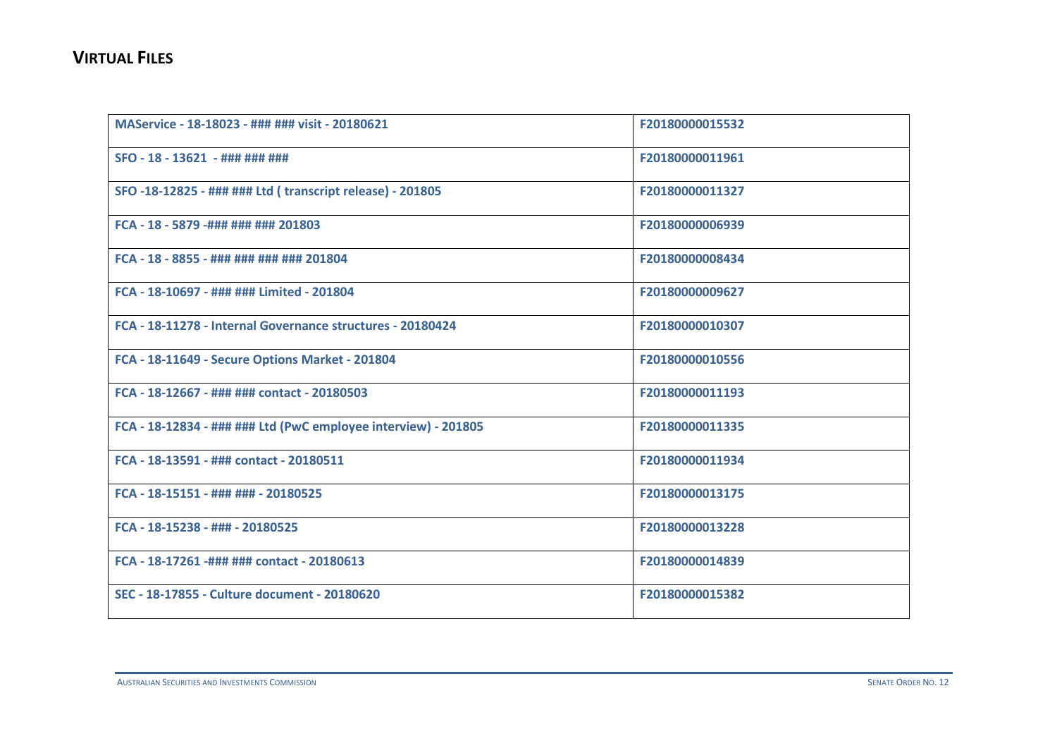## VIRTUAL FILES

| | |
|---|---|
| MAService - 18-18023 - ### ### visit - 20180621 | F20180000015532 |
| SFO - 18 - 13621 - ### ### ### | F20180000011961 |
| SFO -18-12825 - ### ### Ltd ( transcript release) - 201805 | F20180000011327 |
| FCA - 18 - 5879 -### ### ### 201803 | F20180000006939 |
| FCA - 18 - 8855 - ### ### ### ### 201804 | F20180000008434 |
| FCA - 18-10697 - ### ### Limited - 201804 | F20180000009627 |
| FCA - 18-11278 - Internal Governance structures - 20180424 | F20180000010307 |
| FCA - 18-11649 - Secure Options Market - 201804 | F20180000010556 |
| FCA - 18-12667 - ### ### contact - 20180503 | F20180000011193 |
| FCA - 18-12834 - ### ### Ltd (PwC employee interview) - 201805 | F20180000011335 |
| FCA - 18-13591 - ### contact - 20180511 | F20180000011934 |
| FCA - 18-15151 - ### ### - 20180525 | F20180000013175 |
| FCA - 18-15238 - ### - 20180525 | F20180000013228 |
| FCA - 18-17261 -### ### contact - 20180613 | F20180000014839 |
| SEC - 18-17855 - Culture document - 20180620 | F20180000015382 |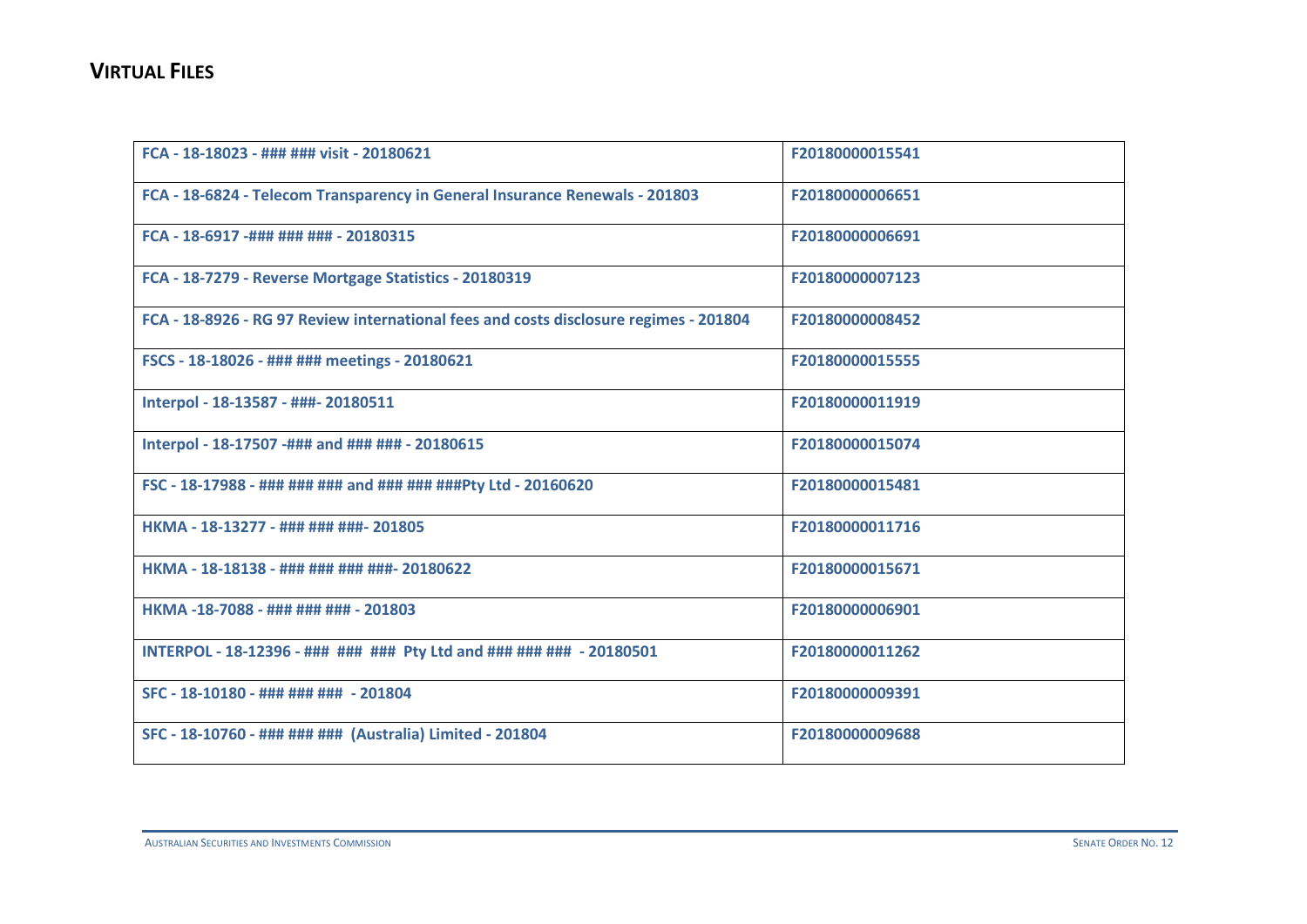## VIRTUAL FILES

| | |
|---|---|
| FCA - 18-18023 - ### ### visit - 20180621 | F20180000015541 |
| FCA - 18-6824 - Telecom Transparency in General Insurance Renewals - 201803 | F20180000006651 |
| FCA - 18-6917 -### ### ### - 20180315 | F20180000006691 |
| FCA - 18-7279 - Reverse Mortgage Statistics - 20180319 | F20180000007123 |
| FCA - 18-8926 - RG 97 Review international fees and costs disclosure regimes - 201804 | F20180000008452 |
| FSCS - 18-18026 - ### ### meetings - 20180621 | F20180000015555 |
| Interpol - 18-13587 - ###- 20180511 | F20180000011919 |
| Interpol - 18-17507 -### and ### ### - 20180615 | F20180000015074 |
| FSC - 18-17988 - ### ### ### and ### ### ###Pty Ltd - 20160620 | F20180000015481 |
| HKMA - 18-13277 - ### ### ###- 201805 | F20180000011716 |
| HKMA - 18-18138 - ### ### ### ###- 20180622 | F20180000015671 |
| HKMA -18-7088 - ### ### ### - 201803 | F20180000006901 |
| INTERPOL - 18-12396 - ### ### ### Pty Ltd and ### ### ### - 20180501 | F20180000011262 |
| SFC - 18-10180 - ### ### ### - 201804 | F20180000009391 |
| SFC - 18-10760 - ### ### ### (Australia) Limited - 201804 | F20180000009688 |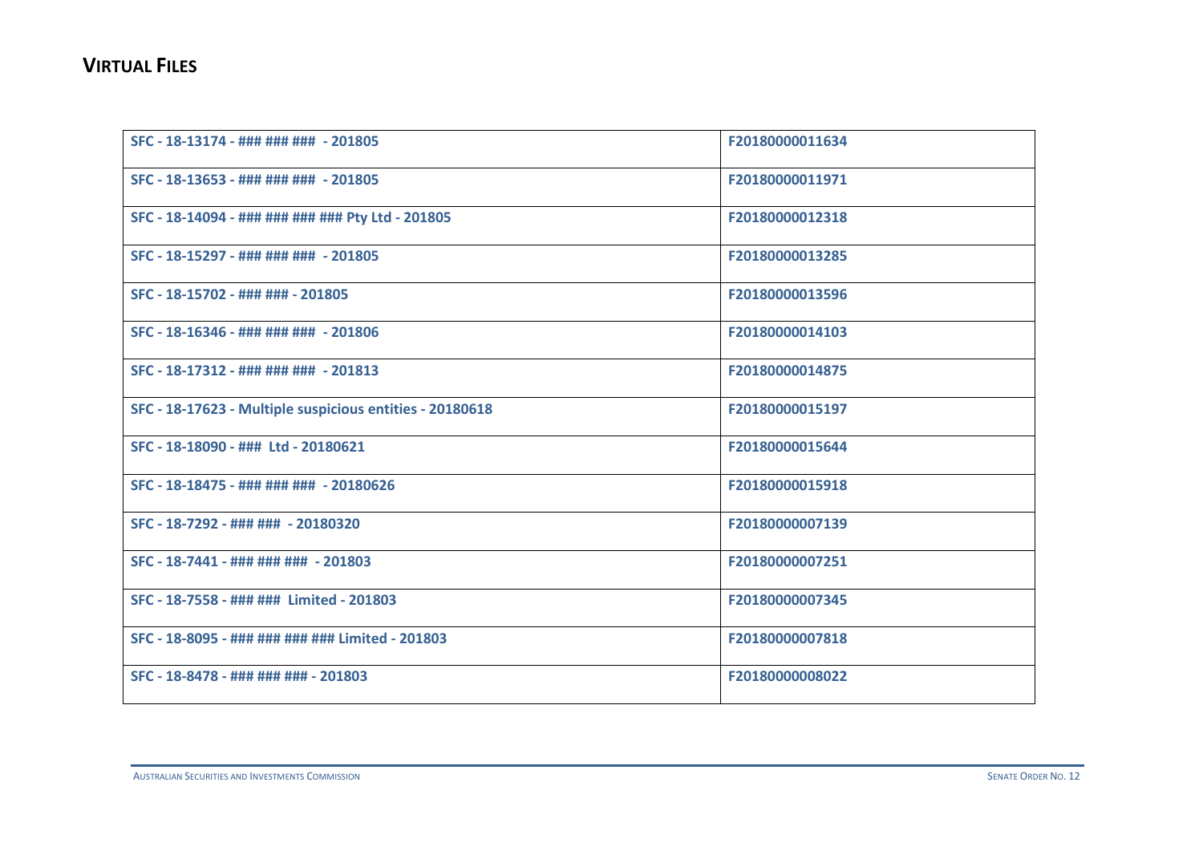## VIRTUAL FILES

| | |
|---|---|
| SFC - 18-13174 - ### ### ### - 201805 | F20180000011634 |
| SFC - 18-13653 - ### ### ### - 201805 | F20180000011971 |
| SFC - 18-14094 - ### ### ### ### Pty Ltd - 201805 | F20180000012318 |
| SFC - 18-15297 - ### ### ### - 201805 | F20180000013285 |
| SFC - 18-15702 - ### ### - 201805 | F20180000013596 |
| SFC - 18-16346 - ### ### ### - 201806 | F20180000014103 |
| SFC - 18-17312 - ### ### ### - 201813 | F20180000014875 |
| SFC - 18-17623 - Multiple suspicious entities - 20180618 | F20180000015197 |
| SFC - 18-18090 - ### Ltd - 20180621 | F20180000015644 |
| SFC - 18-18475 - ### ### ### - 20180626 | F20180000015918 |
| SFC - 18-7292 - ### ### - 20180320 | F20180000007139 |
| SFC - 18-7441 - ### ### ### - 201803 | F20180000007251 |
| SFC - 18-7558 - ### ### Limited - 201803 | F20180000007345 |
| SFC - 18-8095 - ### ### ### ### Limited - 201803 | F20180000007818 |
| SFC - 18-8478 - ### ### ### - 201803 | F20180000008022 |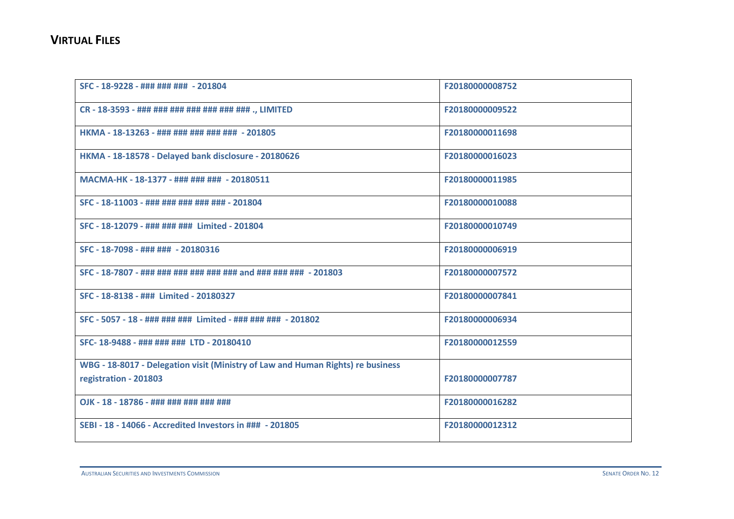## **VIRTUAL FILES**

| | |
|---|---|
| SFC - 18-9228 - ### ### ### - 201804 | F20180000008752 |
| CR - 18-3593 - ### ### ### ### ### ### ### ., LIMITED | F20180000009522 |
| HKMA - 18-13263 - ### ### ### ### ### - 201805 | F20180000011698 |
| HKMA - 18-18578 - Delayed bank disclosure - 20180626 | F20180000016023 |
| MACMA-HK - 18-1377 - ### ### ### - 20180511 | F20180000011985 |
| SFC - 18-11003 - ### ### ### ### ### - 201804 | F20180000010088 |
| SFC - 18-12079 - ### ### ### Limited - 201804 | F20180000010749 |
| SFC - 18-7098 - ### ### - 20180316 | F20180000006919 |
| SFC - 18-7807 - ### ### ### ### ### ### and ### ### ### - 201803 | F20180000007572 |
| SFC - 18-8138 - ### Limited - 20180327 | F20180000007841 |
| SFC - 5057 - 18 - ### ### ### Limited - ### ### ### - 201802 | F20180000006934 |
| SFC- 18-9488 - ### ### ### LTD - 20180410 | F20180000012559 |
| WBG - 18-8017 - Delegation visit (Ministry of Law and Human Rights) re business registration - 201803 | F20180000007787 |
| OJK - 18 - 18786 - ### ### ### ### ### | F20180000016282 |
| SEBI - 18 - 14066 - Accredited Investors in ### - 201805 | F20180000012312 |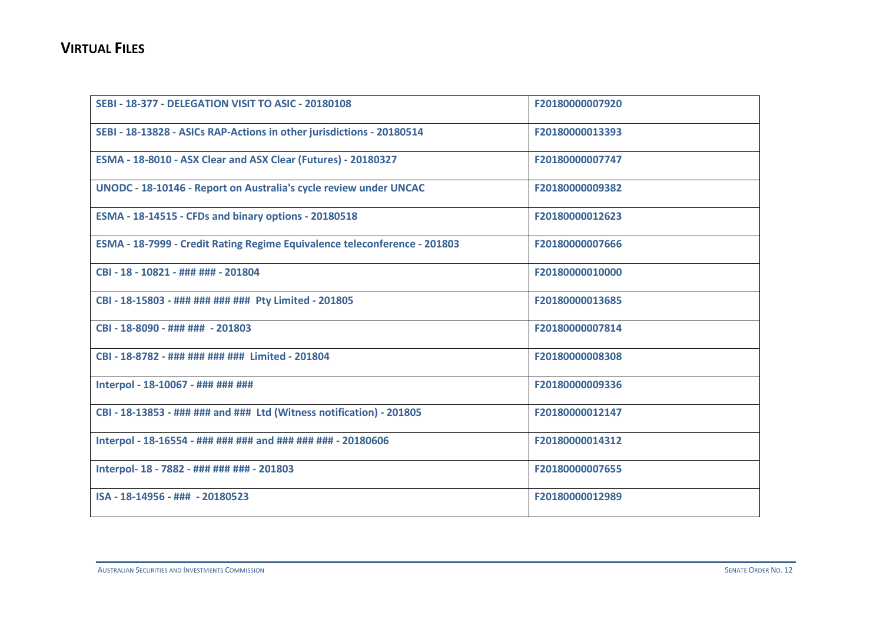## VIRTUAL FILES

| | |
|---|---|
| SEBI - 18-377 - DELEGATION VISIT TO ASIC - 20180108 | F20180000007920 |
| SEBI - 18-13828 - ASICs RAP-Actions in other jurisdictions - 20180514 | F20180000013393 |
| ESMA - 18-8010 - ASX Clear and ASX Clear (Futures) - 20180327 | F20180000007747 |
| UNODC - 18-10146 - Report on Australia's cycle review under UNCAC | F20180000009382 |
| ESMA - 18-14515 - CFDs and binary options - 20180518 | F20180000012623 |
| ESMA - 18-7999 - Credit Rating Regime Equivalence teleconference - 201803 | F20180000007666 |
| CBI - 18 - 10821 - ### ### - 201804 | F20180000010000 |
| CBI - 18-15803 - ### ### ### ### Pty Limited - 201805 | F20180000013685 |
| CBI - 18-8090 - ### ### - 201803 | F20180000007814 |
| CBI - 18-8782 - ### ### ### ### Limited - 201804 | F20180000008308 |
| Interpol - 18-10067 - ### ### ### | F20180000009336 |
| CBI - 18-13853 - ### ### and ### Ltd (Witness notification) - 201805 | F20180000012147 |
| Interpol - 18-16554 - ### ### ### and ### ### ### - 20180606 | F20180000014312 |
| Interpol- 18 - 7882 - ### ### ### - 201803 | F20180000007655 |
| ISA - 18-14956 - ### - 20180523 | F20180000012989 |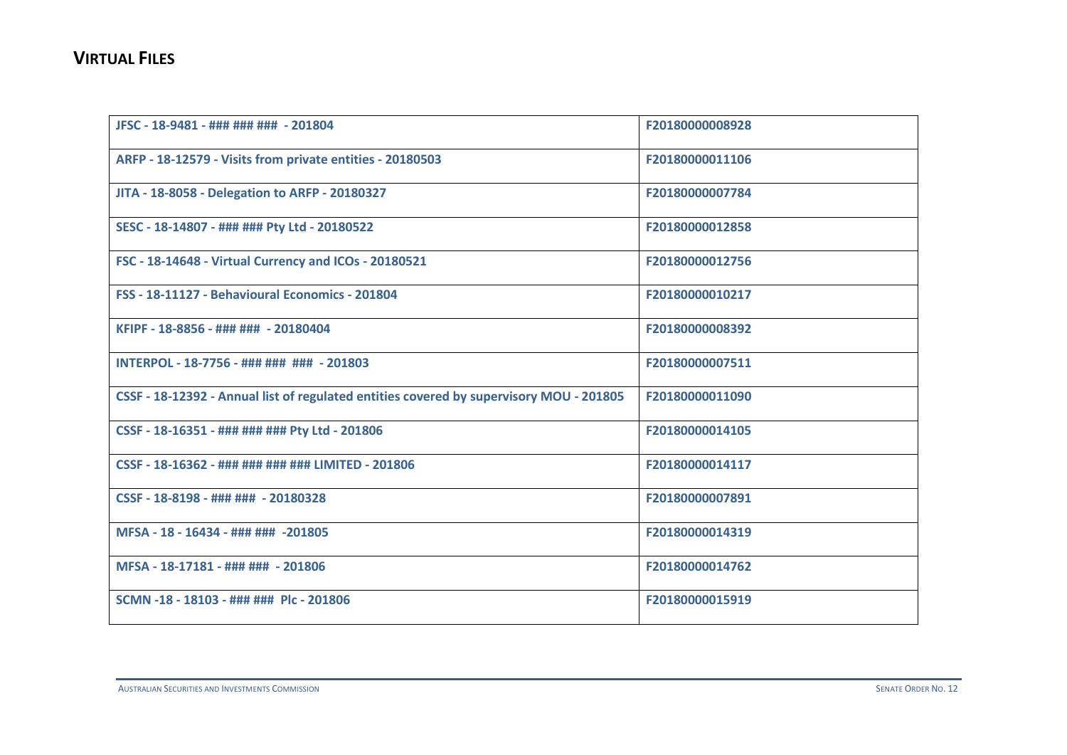## VIRTUAL FILES

| | |
|---|---|
| JFSC - 18-9481 - ### ### ### - 201804 | F20180000008928 |
| ARFP - 18-12579 - Visits from private entities - 20180503 | F20180000011106 |
| JITA - 18-8058 - Delegation to ARFP - 20180327 | F20180000007784 |
| SESC - 18-14807 - ### ### Pty Ltd - 20180522 | F20180000012858 |
| FSC - 18-14648 - Virtual Currency and ICOs - 20180521 | F20180000012756 |
| FSS - 18-11127 - Behavioural Economics - 201804 | F20180000010217 |
| KFIPF - 18-8856 - ### ### - 20180404 | F20180000008392 |
| INTERPOL - 18-7756 - ### ### ### - 201803 | F20180000007511 |
| CSSF - 18-12392 - Annual list of regulated entities covered by supervisory MOU - 201805 | F20180000011090 |
| CSSF - 18-16351 - ### ### ### Pty Ltd - 201806 | F20180000014105 |
| CSSF - 18-16362 - ### ### ### ### LIMITED - 201806 | F20180000014117 |
| CSSF - 18-8198 - ### ### - 20180328 | F20180000007891 |
| MFSA - 18 - 16434 - ### ### -201805 | F20180000014319 |
| MFSA - 18-17181 - ### ### - 201806 | F20180000014762 |
| SCMN -18 - 18103 - ### ### Plc - 201806 | F20180000015919 |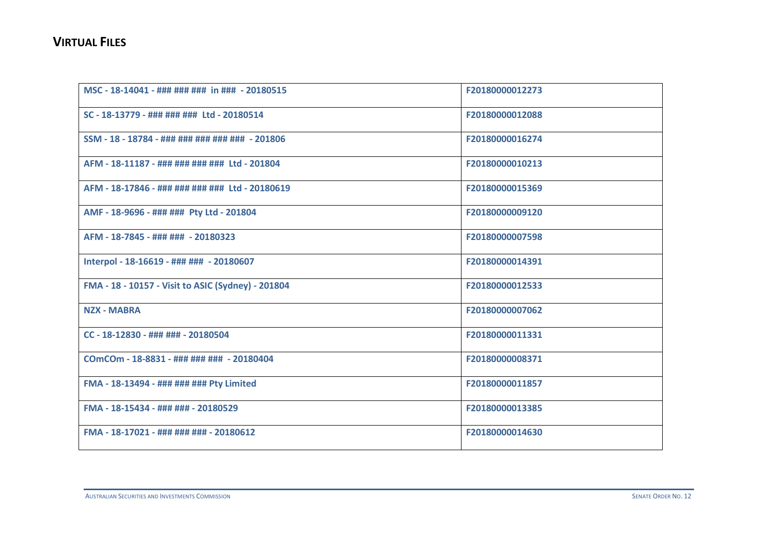## VIRTUAL FILES

| | |
|---|---|
| MSC - 18-14041 - ### ### ### in ### - 20180515 | F20180000012273 |
| SC - 18-13779 - ### ### ### Ltd - 20180514 | F20180000012088 |
| SSM - 18 - 18784 - ### ### ### ### ### - 201806 | F20180000016274 |
| AFM - 18-11187 - ### ### ### ### Ltd - 201804 | F20180000010213 |
| AFM - 18-17846 - ### ### ### ### Ltd - 20180619 | F20180000015369 |
| AMF - 18-9696 - ### ### Pty Ltd - 201804 | F20180000009120 |
| AFM - 18-7845 - ### ### - 20180323 | F20180000007598 |
| Interpol - 18-16619 - ### ### - 20180607 | F20180000014391 |
| FMA - 18 - 10157 - Visit to ASIC (Sydney) - 201804 | F20180000012533 |
| NZX - MABRA | F20180000007062 |
| CC - 18-12830 - ### ### - 20180504 | F20180000011331 |
| COmCOm - 18-8831 - ### ### ### - 20180404 | F20180000008371 |
| FMA - 18-13494 - ### ### ### Pty Limited | F20180000011857 |
| FMA - 18-15434 - ### ### - 20180529 | F20180000013385 |
| FMA - 18-17021 - ### ### ### - 20180612 | F20180000014630 |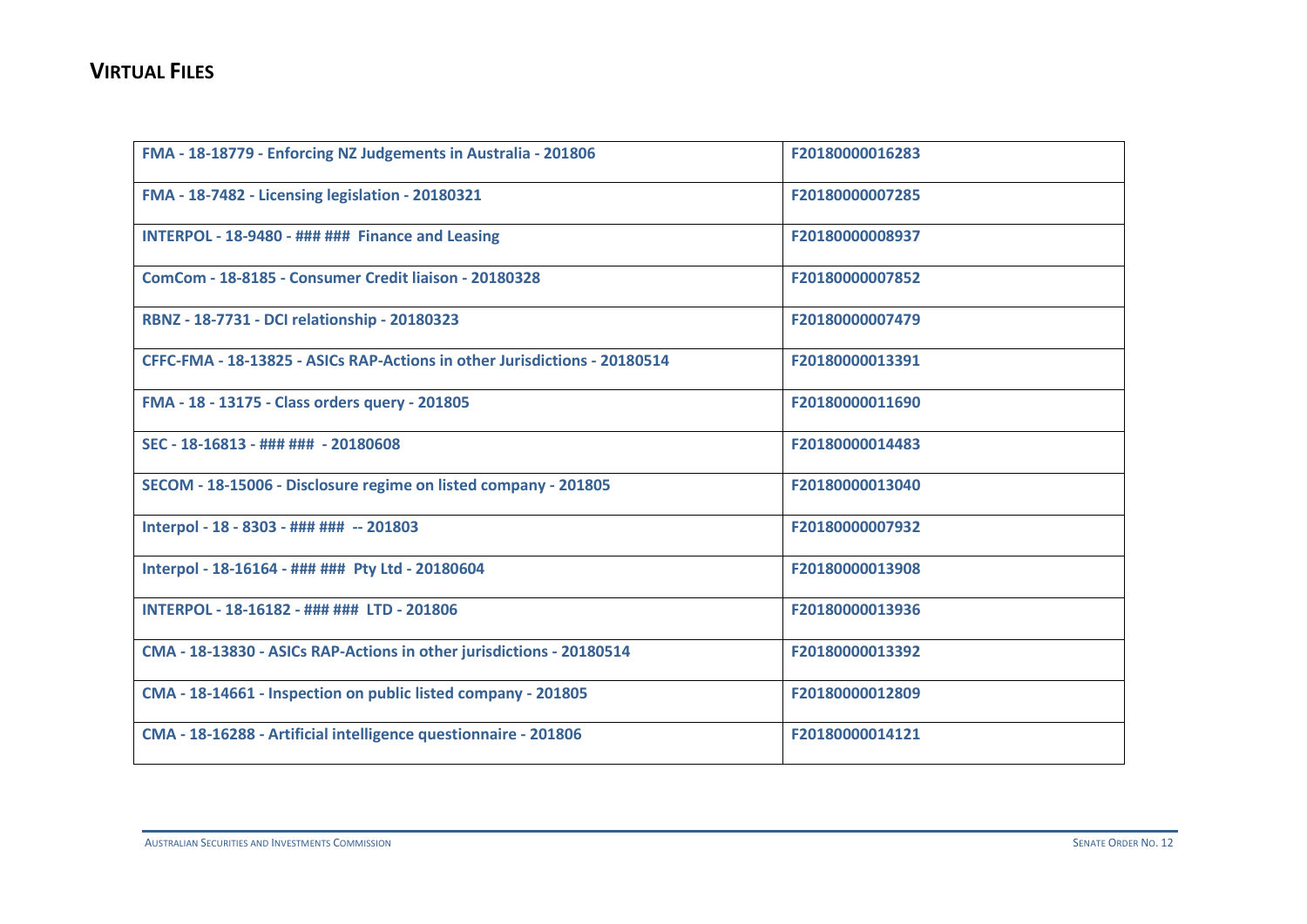## VIRTUAL FILES

| | |
|---|---|
| FMA - 18-18779 - Enforcing NZ Judgements in Australia - 201806 | F20180000016283 |
| FMA - 18-7482 - Licensing legislation - 20180321 | F20180000007285 |
| INTERPOL - 18-9480 - ### ### Finance and Leasing | F20180000008937 |
| ComCom - 18-8185 - Consumer Credit liaison - 20180328 | F20180000007852 |
| RBNZ - 18-7731 - DCI relationship - 20180323 | F20180000007479 |
| CFFC-FMA - 18-13825 - ASICs RAP-Actions in other Jurisdictions - 20180514 | F20180000013391 |
| FMA - 18 - 13175 - Class orders query - 201805 | F20180000011690 |
| SEC - 18-16813 - ### ### - 20180608 | F20180000014483 |
| SECOM - 18-15006 - Disclosure regime on listed company - 201805 | F20180000013040 |
| Interpol - 18 - 8303 - ### ### -- 201803 | F20180000007932 |
| Interpol - 18-16164 - ### ### Pty Ltd - 20180604 | F20180000013908 |
| INTERPOL - 18-16182 - ### ### LTD - 201806 | F20180000013936 |
| CMA - 18-13830 - ASICs RAP-Actions in other jurisdictions - 20180514 | F20180000013392 |
| CMA - 18-14661 - Inspection on public listed company - 201805 | F20180000012809 |
| CMA - 18-16288 - Artificial intelligence questionnaire - 201806 | F20180000014121 |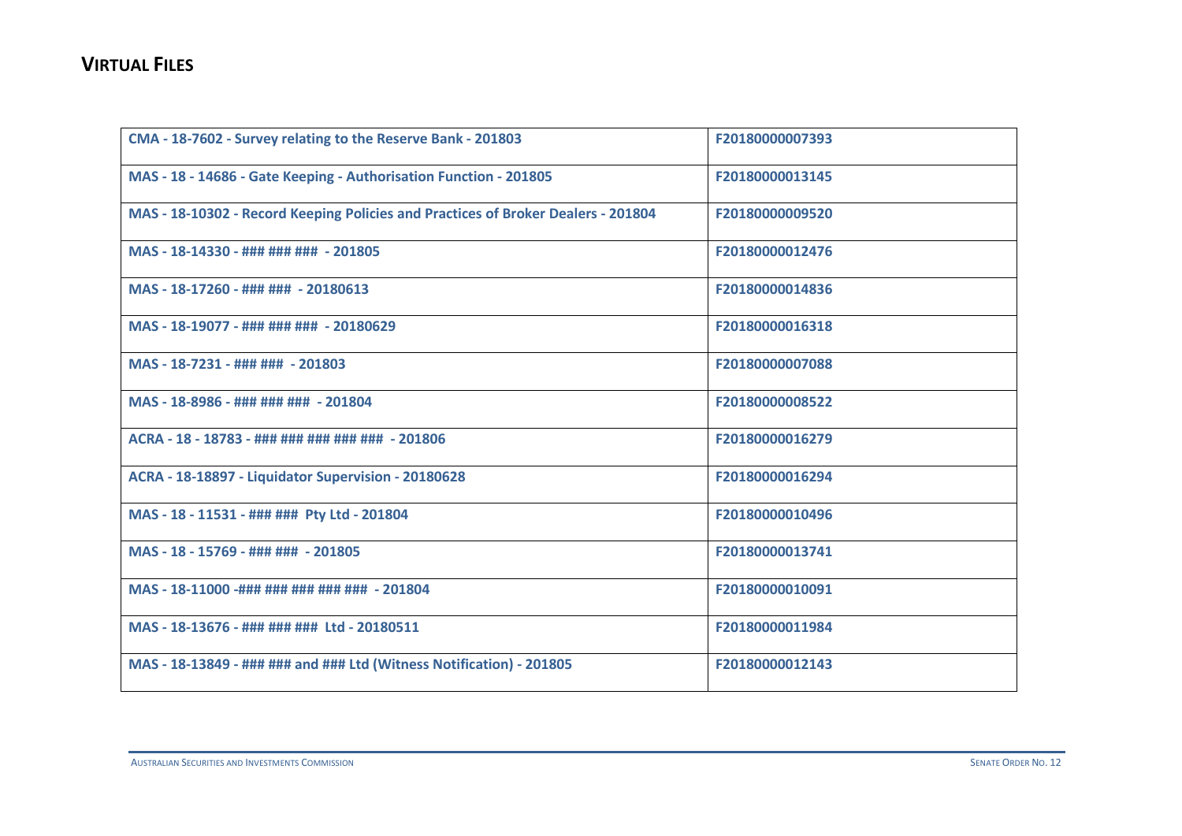## VIRTUAL FILES

| | |
|---|---|
| CMA - 18-7602 - Survey relating to the Reserve Bank - 201803 | F20180000007393 |
| MAS - 18 - 14686 - Gate Keeping - Authorisation Function - 201805 | F20180000013145 |
| MAS - 18-10302 - Record Keeping Policies and Practices of Broker Dealers - 201804 | F20180000009520 |
| MAS - 18-14330 - ### ### ### - 201805 | F20180000012476 |
| MAS - 18-17260 - ### ### - 20180613 | F20180000014836 |
| MAS - 18-19077 - ### ### ### - 20180629 | F20180000016318 |
| MAS - 18-7231 - ### ### - 201803 | F20180000007088 |
| MAS - 18-8986 - ### ### ### - 201804 | F20180000008522 |
| ACRA - 18 - 18783 - ### ### ### ### ### - 201806 | F20180000016279 |
| ACRA - 18-18897 - Liquidator Supervision - 20180628 | F20180000016294 |
| MAS - 18 - 11531 - ### ### Pty Ltd - 201804 | F20180000010496 |
| MAS - 18 - 15769 - ### ### - 201805 | F20180000013741 |
| MAS - 18-11000 -### ### ### ### ### - 201804 | F20180000010091 |
| MAS - 18-13676 - ### ### ### Ltd - 20180511 | F20180000011984 |
| MAS - 18-13849 - ### ### and ### Ltd (Witness Notification) - 201805 | F20180000012143 |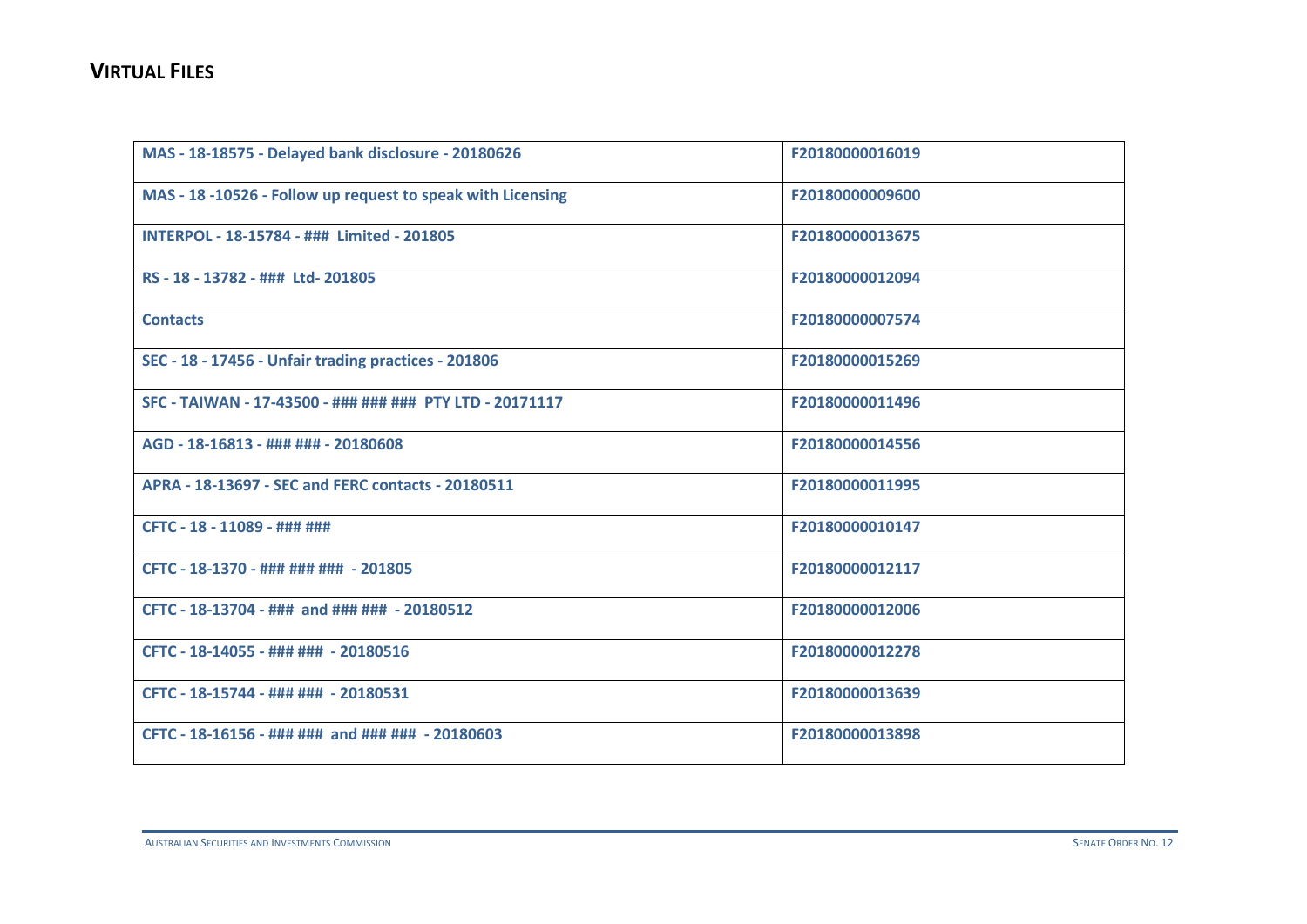## VIRTUAL FILES

| | |
|---|---|
| MAS - 18-18575 - Delayed bank disclosure - 20180626 | F20180000016019 |
| MAS - 18 -10526 - Follow up request to speak with Licensing | F20180000009600 |
| INTERPOL - 18-15784 - ### Limited - 201805 | F20180000013675 |
| RS - 18 - 13782 - ### Ltd- 201805 | F20180000012094 |
| Contacts | F20180000007574 |
| SEC - 18 - 17456 - Unfair trading practices - 201806 | F20180000015269 |
| SFC - TAIWAN - 17-43500 - ### ### ### PTY LTD - 20171117 | F20180000011496 |
| AGD - 18-16813 - ### ### - 20180608 | F20180000014556 |
| APRA - 18-13697 - SEC and FERC contacts - 20180511 | F20180000011995 |
| CFTC - 18 - 11089 - ### ### | F20180000010147 |
| CFTC - 18-1370 - ### ### ### - 201805 | F20180000012117 |
| CFTC - 18-13704 - ### and ### ### - 20180512 | F20180000012006 |
| CFTC - 18-14055 - ### ### - 20180516 | F20180000012278 |
| CFTC - 18-15744 - ### ### - 20180531 | F20180000013639 |
| CFTC - 18-16156 - ### ### and ### ### - 20180603 | F20180000013898 |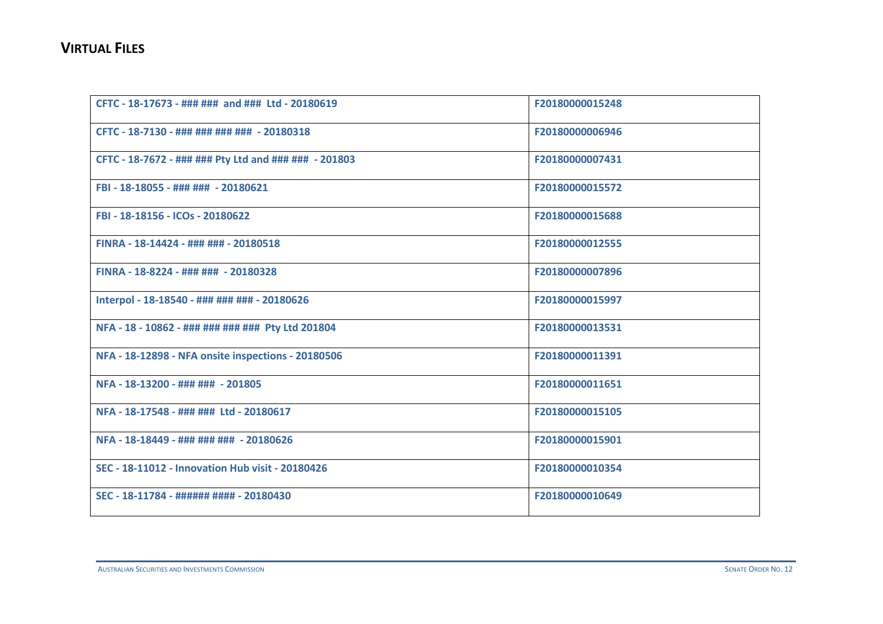## Virtual Files

| | |
|---|---|
| CFTC - 18-17673 - ### ### and ### Ltd - 20180619 | F20180000015248 |
| CFTC - 18-7130 - ### ### ### ### - 20180318 | F20180000006946 |
| CFTC - 18-7672 - ### ### Pty Ltd and ### ### - 201803 | F20180000007431 |
| FBI - 18-18055 - ### ### - 20180621 | F20180000015572 |
| FBI - 18-18156 - ICOs - 20180622 | F20180000015688 |
| FINRA - 18-14424 - ### ### - 20180518 | F20180000012555 |
| FINRA - 18-8224 - ### ### - 20180328 | F20180000007896 |
| Interpol - 18-18540 - ### ### ### - 20180626 | F20180000015997 |
| NFA - 18 - 10862 - ### ### ### ### Pty Ltd 201804 | F20180000013531 |
| NFA - 18-12898 - NFA onsite inspections - 20180506 | F20180000011391 |
| NFA - 18-13200 - ### ### - 201805 | F20180000011651 |
| NFA - 18-17548 - ### ### Ltd - 20180617 | F20180000015105 |
| NFA - 18-18449 - ### ### ### - 20180626 | F20180000015901 |
| SEC - 18-11012 - Innovation Hub visit - 20180426 | F20180000010354 |
| SEC - 18-11784 - ###### #### - 20180430 | F20180000010649 |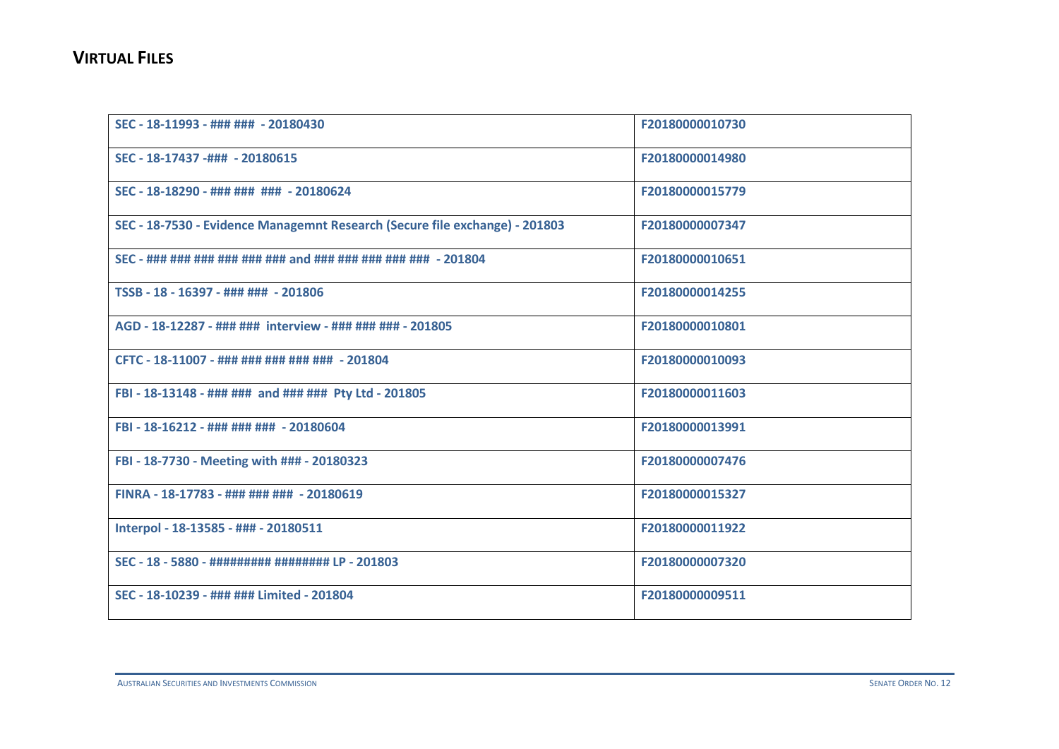## VIRTUAL FILES

| | |
|---|---|
| SEC - 18-11993 - ### ### - 20180430 | F20180000010730 |
| SEC - 18-17437 -### - 20180615 | F20180000014980 |
| SEC - 18-18290 - ### ### ### - 20180624 | F20180000015779 |
| SEC - 18-7530 - Evidence Managemnt Research (Secure file exchange) - 201803 | F20180000007347 |
| SEC - ### ### ### ### ### ### and ### ### ### ### ### - 201804 | F20180000010651 |
| TSSB - 18 - 16397 - ### ### - 201806 | F20180000014255 |
| AGD - 18-12287 - ### ### interview - ### ### ### - 201805 | F20180000010801 |
| CFTC - 18-11007 - ### ### ### ### ### - 201804 | F20180000010093 |
| FBI - 18-13148 - ### ### and ### ### Pty Ltd - 201805 | F20180000011603 |
| FBI - 18-16212 - ### ### ### - 20180604 | F20180000013991 |
| FBI - 18-7730 - Meeting with ### - 20180323 | F20180000007476 |
| FINRA - 18-17783 - ### ### ### - 20180619 | F20180000015327 |
| Interpol - 18-13585 - ### - 20180511 | F20180000011922 |
| SEC - 18 - 5880 - ######### ######## LP - 201803 | F20180000007320 |
| SEC - 18-10239 - ### ### Limited - 201804 | F20180000009511 |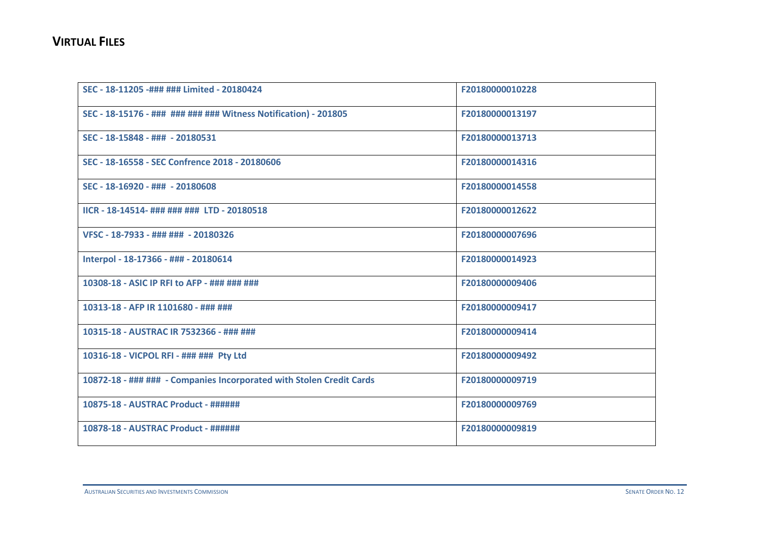## VIRTUAL FILES

| | |
|---|---|
| SEC - 18-11205 -### ### Limited - 20180424 | F20180000010228 |
| SEC - 18-15176 - ### ### ### ### Witness Notification) - 201805 | F20180000013197 |
| SEC - 18-15848 - ### - 20180531 | F20180000013713 |
| SEC - 18-16558 - SEC Confrence 2018 - 20180606 | F20180000014316 |
| SEC - 18-16920 - ### - 20180608 | F20180000014558 |
| IICR - 18-14514- ### ### ### LTD - 20180518 | F20180000012622 |
| VFSC - 18-7933 - ### ### - 20180326 | F20180000007696 |
| Interpol - 18-17366 - ### - 20180614 | F20180000014923 |
| 10308-18 - ASIC IP RFI to AFP - ### ### ### | F20180000009406 |
| 10313-18 - AFP IR 1101680 - ### ### | F20180000009417 |
| 10315-18 - AUSTRAC IR 7532366 - ### ### | F20180000009414 |
| 10316-18 - VICPOL RFI - ### ### Pty Ltd | F20180000009492 |
| 10872-18 - ### ### - Companies Incorporated with Stolen Credit Cards | F20180000009719 |
| 10875-18 - AUSTRAC Product - ###### | F20180000009769 |
| 10878-18 - AUSTRAC Product - ###### | F20180000009819 |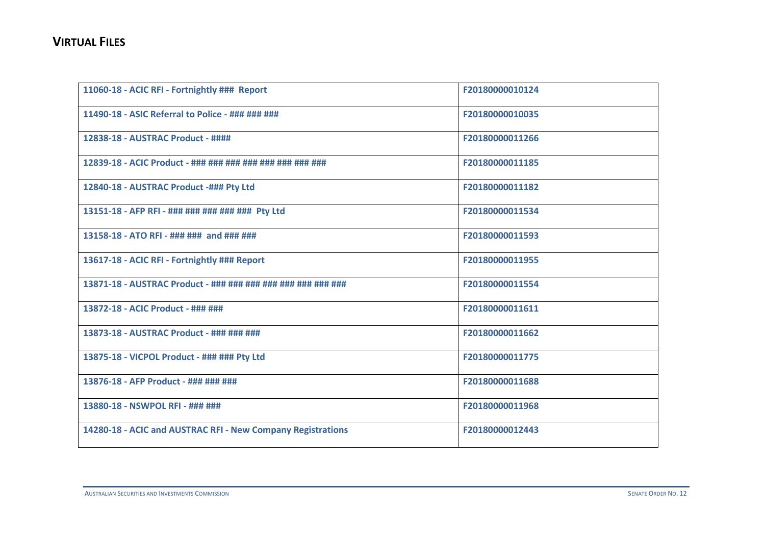## VIRTUAL FILES

| | |
|---|---|
| 11060-18 - ACIC RFI - Fortnightly ### Report | F20180000010124 |
| 11490-18 - ASIC Referral to Police - ### ### ### | F20180000010035 |
| 12838-18 - AUSTRAC Product - #### | F20180000011266 |
| 12839-18 - ACIC Product - ### ### ### ### ### ### ### ### | F20180000011185 |
| 12840-18 - AUSTRAC Product -### Pty Ltd | F20180000011182 |
| 13151-18 - AFP RFI - ### ### ### ### ### Pty Ltd | F20180000011534 |
| 13158-18 - ATO RFI - ### ### and ### ### | F20180000011593 |
| 13617-18 - ACIC RFI - Fortnightly ### Report | F20180000011955 |
| 13871-18 - AUSTRAC Product - ### ### ### ### ### ### ### ### | F20180000011554 |
| 13872-18 - ACIC Product - ### ### | F20180000011611 |
| 13873-18 - AUSTRAC Product - ### ### ### | F20180000011662 |
| 13875-18 - VICPOL Product - ### ### Pty Ltd | F20180000011775 |
| 13876-18 - AFP Product - ### ### ### | F20180000011688 |
| 13880-18 - NSWPOL RFI - ### ### | F20180000011968 |
| 14280-18 - ACIC and AUSTRAC RFI - New Company Registrations | F20180000012443 |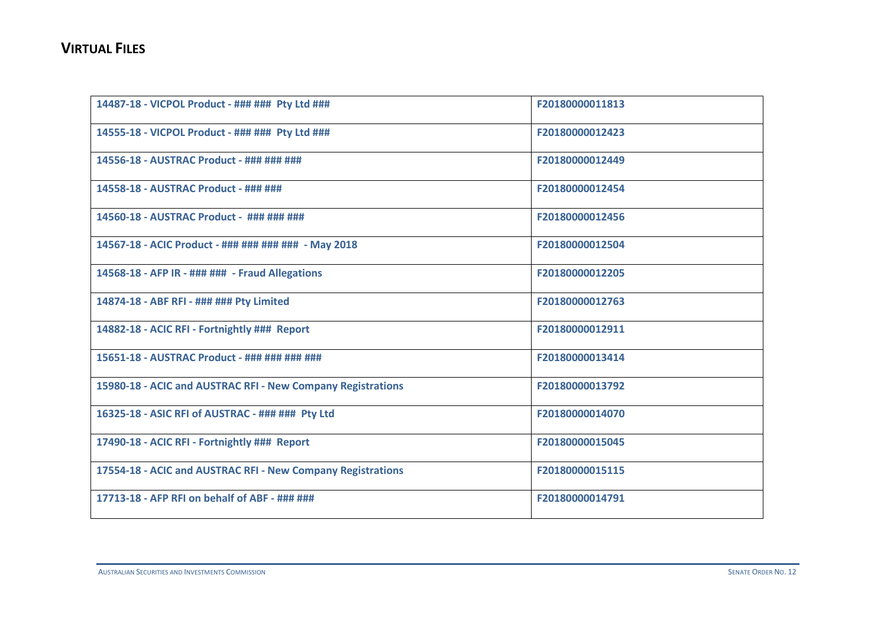## VIRTUAL FILES

| | |
|---|---|
| 14487-18 - VICPOL Product - ### ### Pty Ltd ### | F20180000011813 |
| 14555-18 - VICPOL Product - ### ### Pty Ltd ### | F20180000012423 |
| 14556-18 - AUSTRAC Product - ### ### ### | F20180000012449 |
| 14558-18 - AUSTRAC Product - ### ### | F20180000012454 |
| 14560-18 - AUSTRAC Product - ### ### ### | F20180000012456 |
| 14567-18 - ACIC Product - ### ### ### ### - May 2018 | F20180000012504 |
| 14568-18 - AFP IR - ### ### - Fraud Allegations | F20180000012205 |
| 14874-18 - ABF RFI - ### ### Pty Limited | F20180000012763 |
| 14882-18 - ACIC RFI - Fortnightly ### Report | F20180000012911 |
| 15651-18 - AUSTRAC Product - ### ### ### ### | F20180000013414 |
| 15980-18 - ACIC and AUSTRAC RFI - New Company Registrations | F20180000013792 |
| 16325-18 - ASIC RFI of AUSTRAC - ### ### Pty Ltd | F20180000014070 |
| 17490-18 - ACIC RFI - Fortnightly ### Report | F20180000015045 |
| 17554-18 - ACIC and AUSTRAC RFI - New Company Registrations | F20180000015115 |
| 17713-18 - AFP RFI on behalf of ABF - ### ### | F20180000014791 |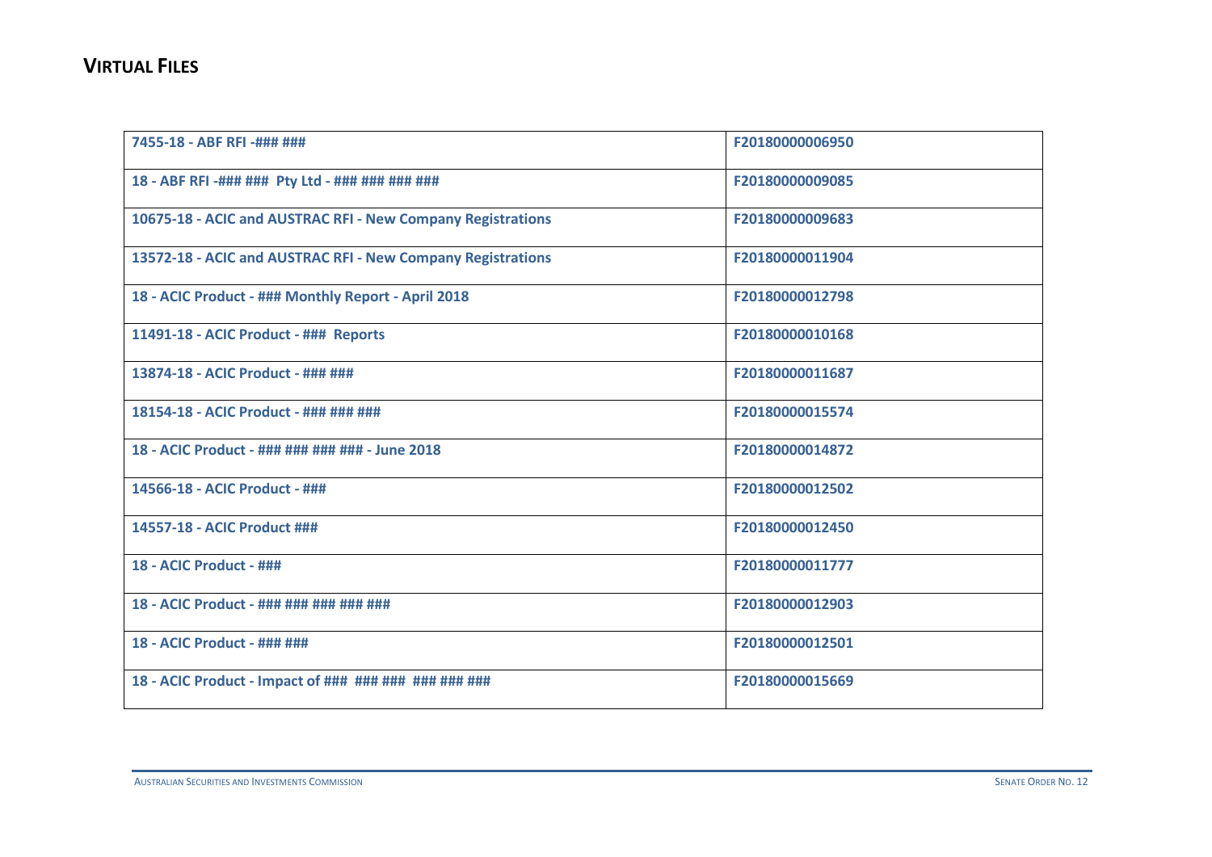## VIRTUAL FILES

| | |
|---|---|
| 7455-18 - ABF RFI -### ### | F20180000006950 |
| 18 - ABF RFI -### ### Pty Ltd - ### ### ### ### | F20180000009085 |
| 10675-18 - ACIC and AUSTRAC RFI - New Company Registrations | F20180000009683 |
| 13572-18 - ACIC and AUSTRAC RFI - New Company Registrations | F20180000011904 |
| 18 - ACIC Product - ### Monthly Report - April 2018 | F20180000012798 |
| 11491-18 - ACIC Product - ### Reports | F20180000010168 |
| 13874-18 - ACIC Product - ### ### | F20180000011687 |
| 18154-18 - ACIC Product - ### ### ### | F20180000015574 |
| 18 - ACIC Product - ### ### ### ### - June 2018 | F20180000014872 |
| 14566-18 - ACIC Product - ### | F20180000012502 |
| 14557-18 - ACIC Product ### | F20180000012450 |
| 18 - ACIC Product - ### | F20180000011777 |
| 18 - ACIC Product - ### ### ### ### ### | F20180000012903 |
| 18 - ACIC Product - ### ### | F20180000012501 |
| 18 - ACIC Product - Impact of ### ### ### ### ### ### | F20180000015669 |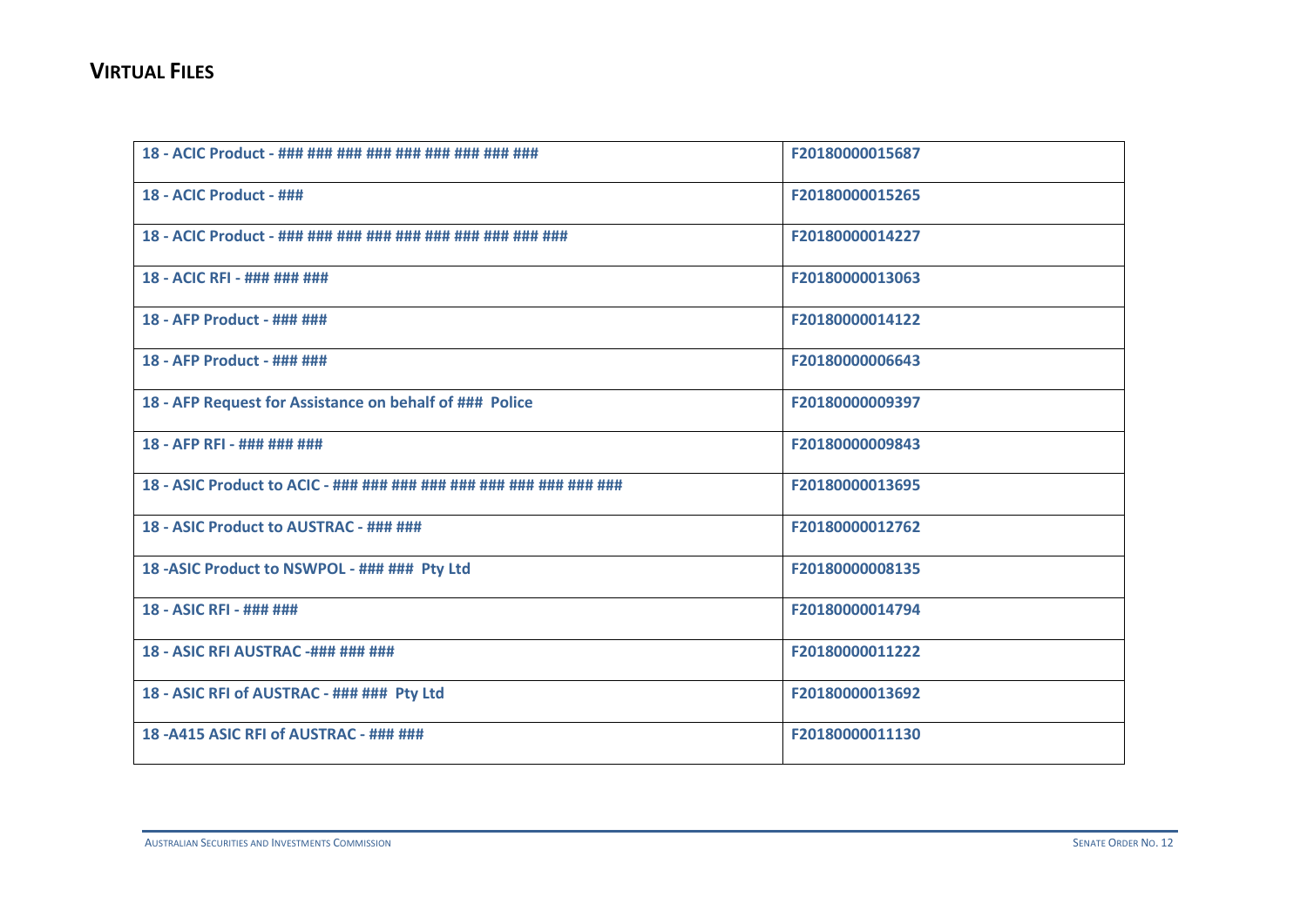## VIRTUAL FILES

| | |
|---|---|
| 18 - ACIC Product - ### ### ### ### ### ### ### ### ### | F20180000015687 |
| 18 - ACIC Product - ### | F20180000015265 |
| 18 - ACIC Product - ### ### ### ### ### ### ### ### ### ### | F20180000014227 |
| 18 - ACIC RFI - ### ### ### | F20180000013063 |
| 18 - AFP Product - ### ### | F20180000014122 |
| 18 - AFP Product - ### ### | F20180000006643 |
| 18 - AFP Request for Assistance on behalf of ### Police | F20180000009397 |
| 18 - AFP RFI - ### ### ### | F20180000009843 |
| 18 - ASIC Product to ACIC - ### ### ### ### ### ### ### ### ### ### | F20180000013695 |
| 18 - ASIC Product to AUSTRAC - ### ### | F20180000012762 |
| 18 -ASIC Product to NSWPOL - ### ### Pty Ltd | F20180000008135 |
| 18 - ASIC RFI - ### ### | F20180000014794 |
| 18 - ASIC RFI AUSTRAC -### ### ### | F20180000011222 |
| 18 - ASIC RFI of AUSTRAC - ### ### Pty Ltd | F20180000013692 |
| 18 -A415 ASIC RFI of AUSTRAC - ### ### | F20180000011130 |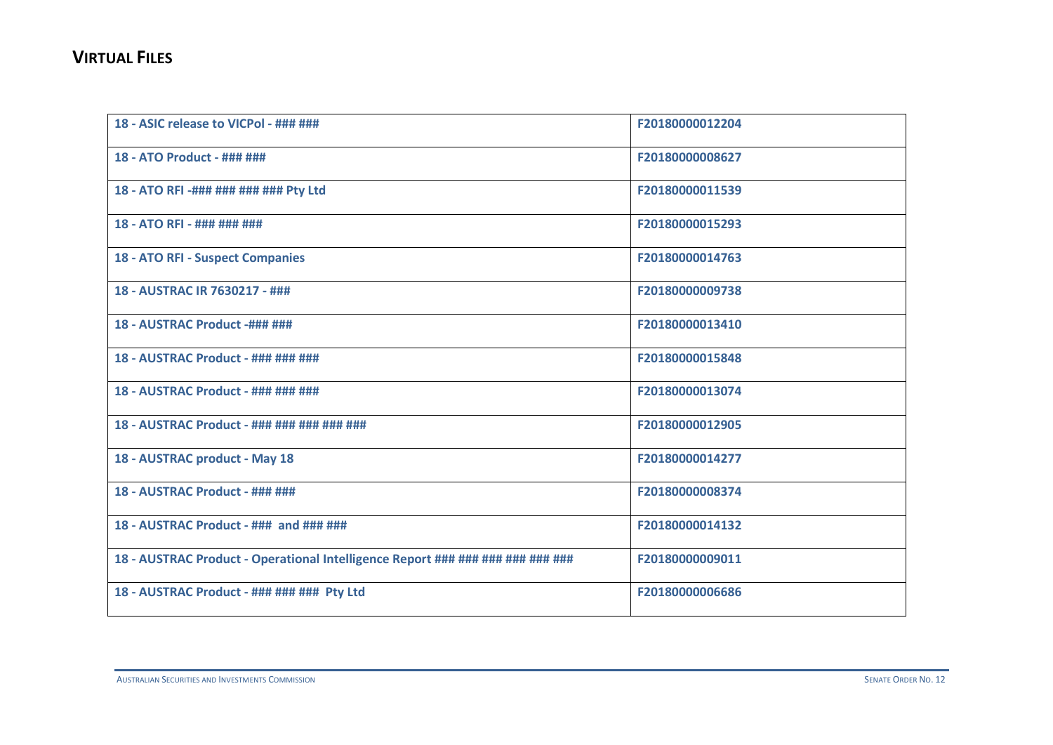## VIRTUAL FILES

| | |
|---|---|
| 18 - ASIC release to VICPol - ### ### | F20180000012204 |
| 18 - ATO Product - ### ### | F20180000008627 |
| 18 - ATO RFI -### ### ### ### Pty Ltd | F20180000011539 |
| 18 - ATO RFI - ### ### ### | F20180000015293 |
| 18 - ATO RFI - Suspect Companies | F20180000014763 |
| 18 - AUSTRAC IR 7630217 - ### | F20180000009738 |
| 18 - AUSTRAC Product -### ### | F20180000013410 |
| 18 - AUSTRAC Product - ### ### ### | F20180000015848 |
| 18 - AUSTRAC Product - ### ### ### | F20180000013074 |
| 18 - AUSTRAC Product - ### ### ### ### ### | F20180000012905 |
| 18 - AUSTRAC product - May 18 | F20180000014277 |
| 18 - AUSTRAC Product - ### ### | F20180000008374 |
| 18 - AUSTRAC Product - ### and ### ### | F20180000014132 |
| 18 - AUSTRAC Product - Operational Intelligence Report ### ### ### ### ### ### | F20180000009011 |
| 18 - AUSTRAC Product - ### ### ### Pty Ltd | F20180000006686 |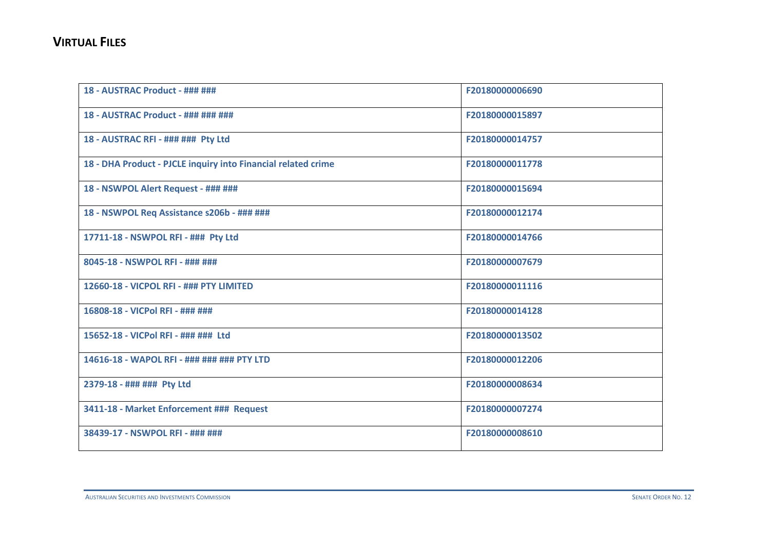## VIRTUAL FILES

| | |
|---|---|
| 18 - AUSTRAC Product - ### ### | F20180000006690 |
| 18 - AUSTRAC Product - ### ### ### | F20180000015897 |
| 18 - AUSTRAC RFI - ### ### Pty Ltd | F20180000014757 |
| 18 - DHA Product - PJCLE inquiry into Financial related crime | F20180000011778 |
| 18 - NSWPOL Alert Request - ### ### | F20180000015694 |
| 18 - NSWPOL Req Assistance s206b - ### ### | F20180000012174 |
| 17711-18 - NSWPOL RFI - ### Pty Ltd | F20180000014766 |
| 8045-18 - NSWPOL RFI - ### ### | F20180000007679 |
| 12660-18 - VICPOL RFI - ### PTY LIMITED | F20180000011116 |
| 16808-18 - VICPol RFI - ### ### | F20180000014128 |
| 15652-18 - VICPol RFI - ### ### Ltd | F20180000013502 |
| 14616-18 - WAPOL RFI - ### ### ### PTY LTD | F20180000012206 |
| 2379-18 - ### ### Pty Ltd | F20180000008634 |
| 3411-18 - Market Enforcement ### Request | F20180000007274 |
| 38439-17 - NSWPOL RFI - ### ### | F20180000008610 |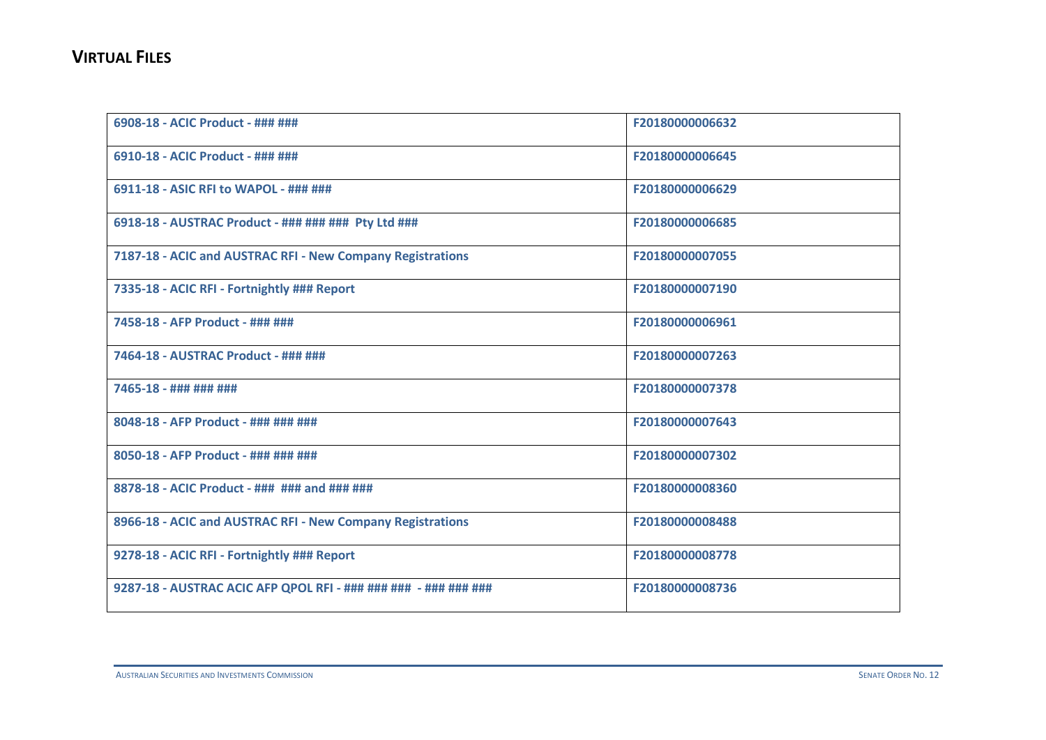## VIRTUAL FILES

| | |
|---|---|
| 6908-18 - ACIC Product - ### ### | F20180000006632 |
| 6910-18 - ACIC Product - ### ### | F20180000006645 |
| 6911-18 - ASIC RFI to WAPOL - ### ### | F20180000006629 |
| 6918-18 - AUSTRAC Product - ### ### ### Pty Ltd ### | F20180000006685 |
| 7187-18 - ACIC and AUSTRAC RFI - New Company Registrations | F20180000007055 |
| 7335-18 - ACIC RFI - Fortnightly ### Report | F20180000007190 |
| 7458-18 - AFP Product - ### ### | F20180000006961 |
| 7464-18 - AUSTRAC Product - ### ### | F20180000007263 |
| 7465-18 - ### ### ### | F20180000007378 |
| 8048-18 - AFP Product - ### ### ### | F20180000007643 |
| 8050-18 - AFP Product - ### ### ### | F20180000007302 |
| 8878-18 - ACIC Product - ### ### and ### ### | F20180000008360 |
| 8966-18 - ACIC and AUSTRAC RFI - New Company Registrations | F20180000008488 |
| 9278-18 - ACIC RFI - Fortnightly ### Report | F20180000008778 |
| 9287-18 - AUSTRAC ACIC AFP QPOL RFI - ### ### ### - ### ### ### | F20180000008736 |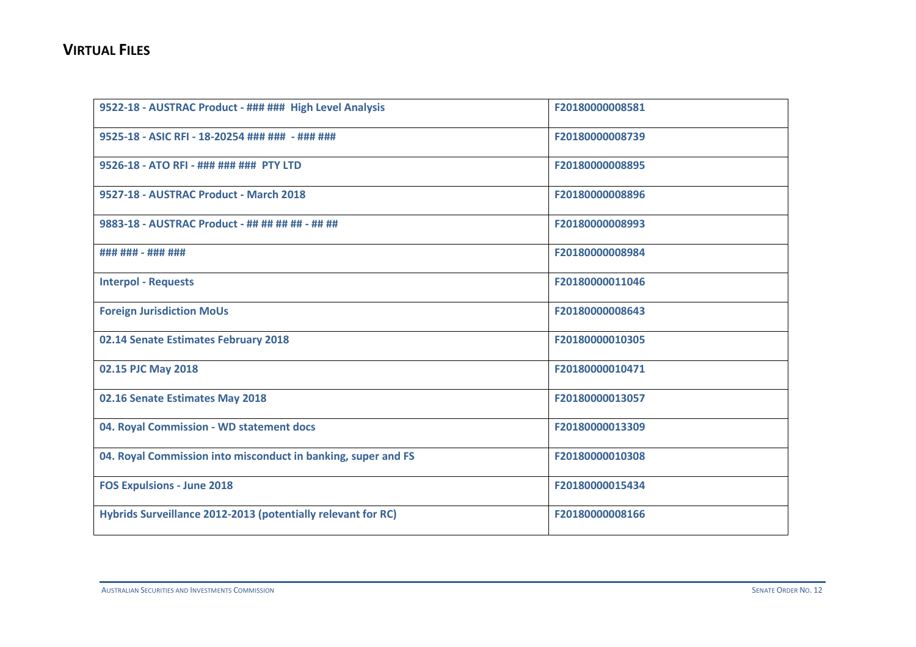## VIRTUAL FILES

| | |
|---|---|
| **9522-18 - AUSTRAC Product - ### ### High Level Analysis** | **F20180000008581** |
| **9525-18 - ASIC RFI - 18-20254 ### ### - ### ###** | **F20180000008739** |
| **9526-18 - ATO RFI - ### ### ### PTY LTD** | **F20180000008895** |
| **9527-18 - AUSTRAC Product - March 2018** | **F20180000008896** |
| **9883-18 - AUSTRAC Product - ## ## ## ## - ## ##** | **F20180000008993** |
| **### ### - ### ###** | **F20180000008984** |
| **Interpol - Requests** | **F20180000011046** |
| **Foreign Jurisdiction MoUs** | **F20180000008643** |
| **02.14 Senate Estimates February 2018** | **F20180000010305** |
| **02.15 PJC May 2018** | **F20180000010471** |
| **02.16 Senate Estimates May 2018** | **F20180000013057** |
| **04. Royal Commission - WD statement docs** | **F20180000013309** |
| **04. Royal Commission into misconduct in banking, super and FS** | **F20180000010308** |
| **FOS Expulsions - June 2018** | **F20180000015434** |
| **Hybrids Surveillance 2012-2013 (potentially relevant for RC)** | **F20180000008166** |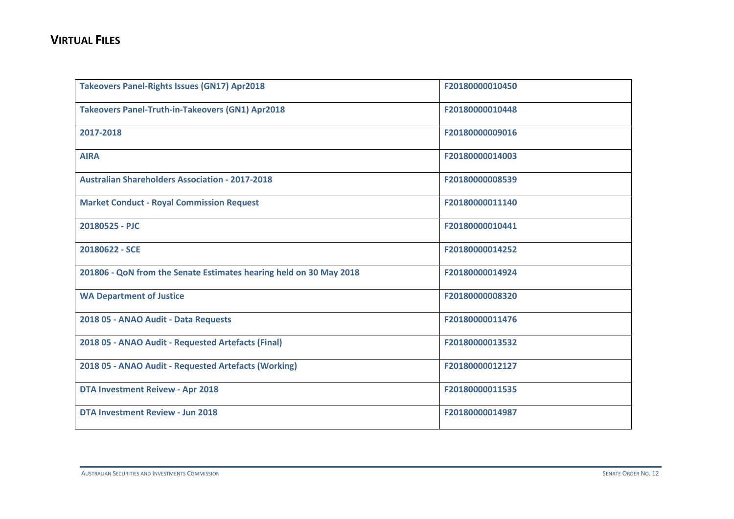## VIRTUAL FILES

| | |
|---|---|
| Takeovers Panel-Rights Issues (GN17) Apr2018 | F20180000010450 |
| Takeovers Panel-Truth-in-Takeovers (GN1) Apr2018 | F20180000010448 |
| 2017-2018 | F20180000009016 |
| AIRA | F20180000014003 |
| Australian Shareholders Association - 2017-2018 | F20180000008539 |
| Market Conduct - Royal Commission Request | F20180000011140 |
| 20180525 - PJC | F20180000010441 |
| 20180622 - SCE | F20180000014252 |
| 201806 - QoN from the Senate Estimates hearing held on 30 May 2018 | F20180000014924 |
| WA Department of Justice | F20180000008320 |
| 2018 05 - ANAO Audit - Data Requests | F20180000011476 |
| 2018 05 - ANAO Audit - Requested Artefacts (Final) | F20180000013532 |
| 2018 05 - ANAO Audit - Requested Artefacts (Working) | F20180000012127 |
| DTA Investment Reivew - Apr 2018 | F20180000011535 |
| DTA Investment Review - Jun 2018 | F20180000014987 |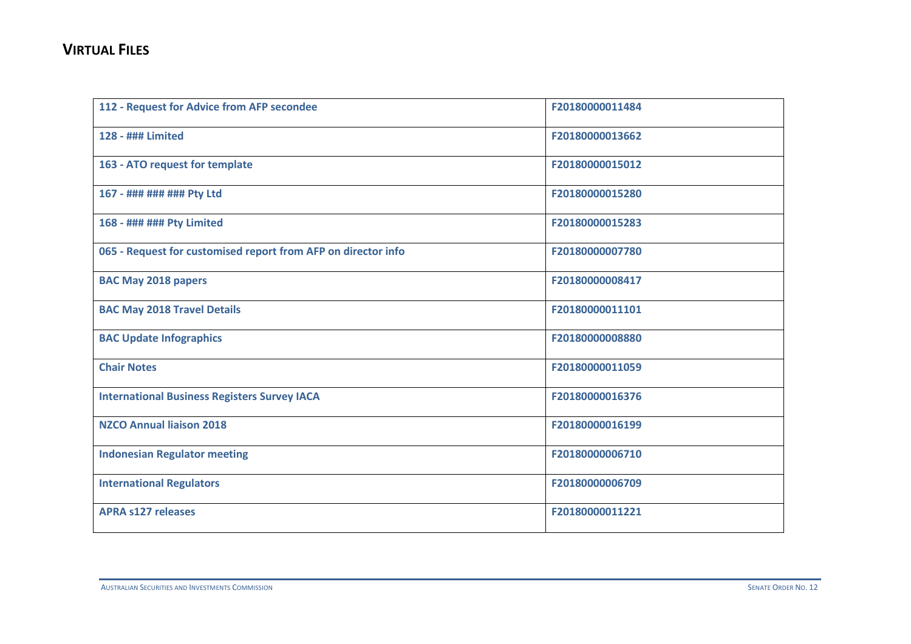## VIRTUAL FILES

| | |
|---|---|
| **112 - Request for Advice from AFP secondee** | **F20180000011484** |
| **128 - ### Limited** | **F20180000013662** |
| **163 - ATO request for template** | **F20180000015012** |
| **167 - ### ### ### Pty Ltd** | **F20180000015280** |
| **168 - ### ### Pty Limited** | **F20180000015283** |
| **065 - Request for customised report from AFP on director info** | **F20180000007780** |
| **BAC May 2018 papers** | **F20180000008417** |
| **BAC May 2018 Travel Details** | **F20180000011101** |
| **BAC Update Infographics** | **F20180000008880** |
| **Chair Notes** | **F20180000011059** |
| **International Business Registers Survey IACA** | **F20180000016376** |
| **NZCO Annual liaison 2018** | **F20180000016199** |
| **Indonesian Regulator meeting** | **F20180000006710** |
| **International Regulators** | **F20180000006709** |
| **APRA s127 releases** | **F20180000011221** |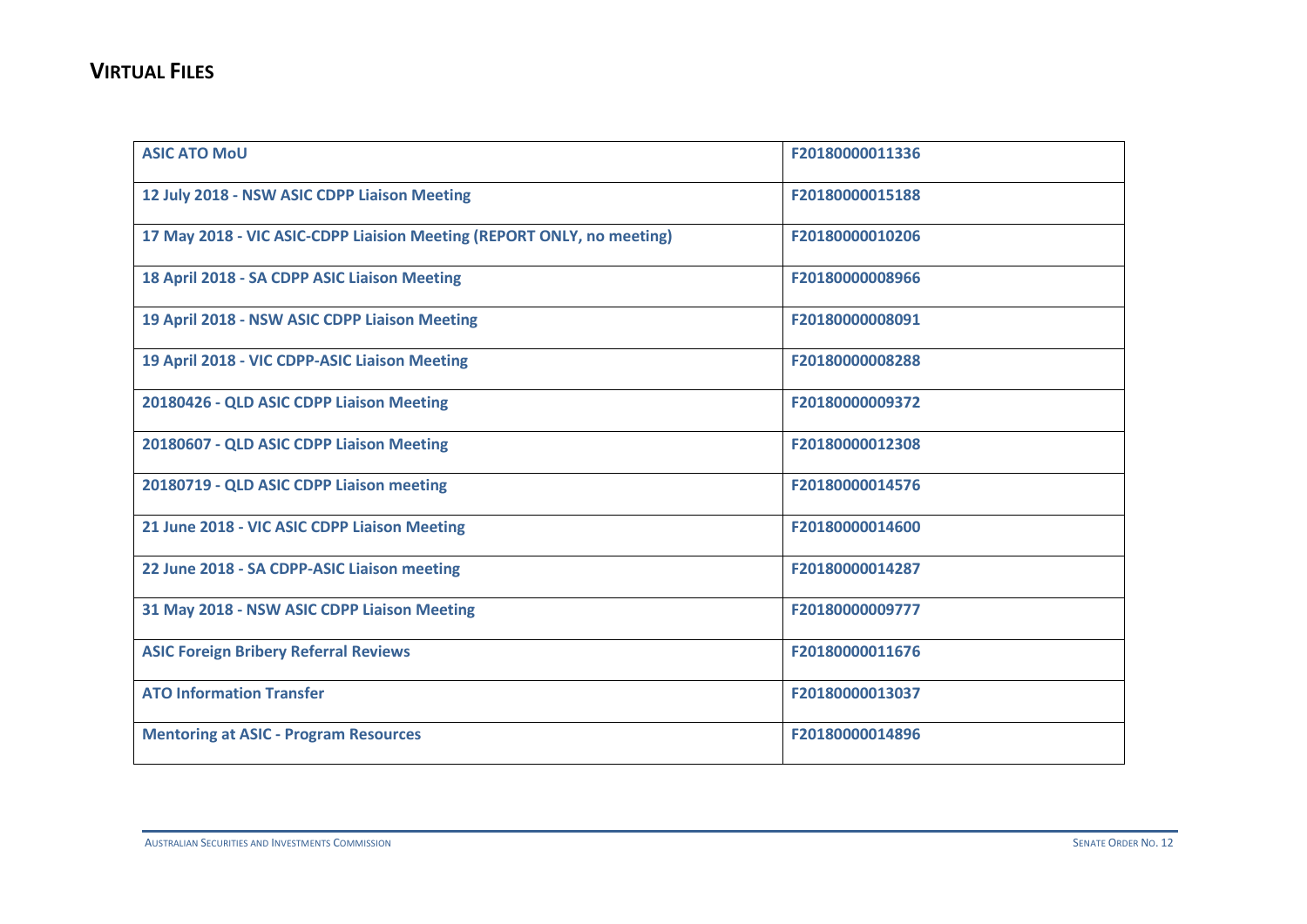## VIRTUAL FILES

| | |
|---|---|
| **ASIC ATO MoU** | **F20180000011336** |
| **12 July 2018 - NSW ASIC CDPP Liaison Meeting** | **F20180000015188** |
| **17 May 2018 - VIC ASIC-CDPP Liaision Meeting (REPORT ONLY, no meeting)** | **F20180000010206** |
| **18 April 2018 - SA CDPP ASIC Liaison Meeting** | **F20180000008966** |
| **19 April 2018 - NSW ASIC CDPP Liaison Meeting** | **F20180000008091** |
| **19 April 2018 - VIC CDPP-ASIC Liaison Meeting** | **F20180000008288** |
| **20180426 - QLD ASIC CDPP Liaison Meeting** | **F20180000009372** |
| **20180607 - QLD ASIC CDPP Liaison Meeting** | **F20180000012308** |
| **20180719 - QLD ASIC CDPP Liaison meeting** | **F20180000014576** |
| **21 June 2018 - VIC ASIC CDPP Liaison Meeting** | **F20180000014600** |
| **22 June 2018 - SA CDPP-ASIC Liaison meeting** | **F20180000014287** |
| **31 May 2018 - NSW ASIC CDPP Liaison Meeting** | **F20180000009777** |
| **ASIC Foreign Bribery Referral Reviews** | **F20180000011676** |
| **ATO Information Transfer** | **F20180000013037** |
| **Mentoring at ASIC - Program Resources** | **F20180000014896** |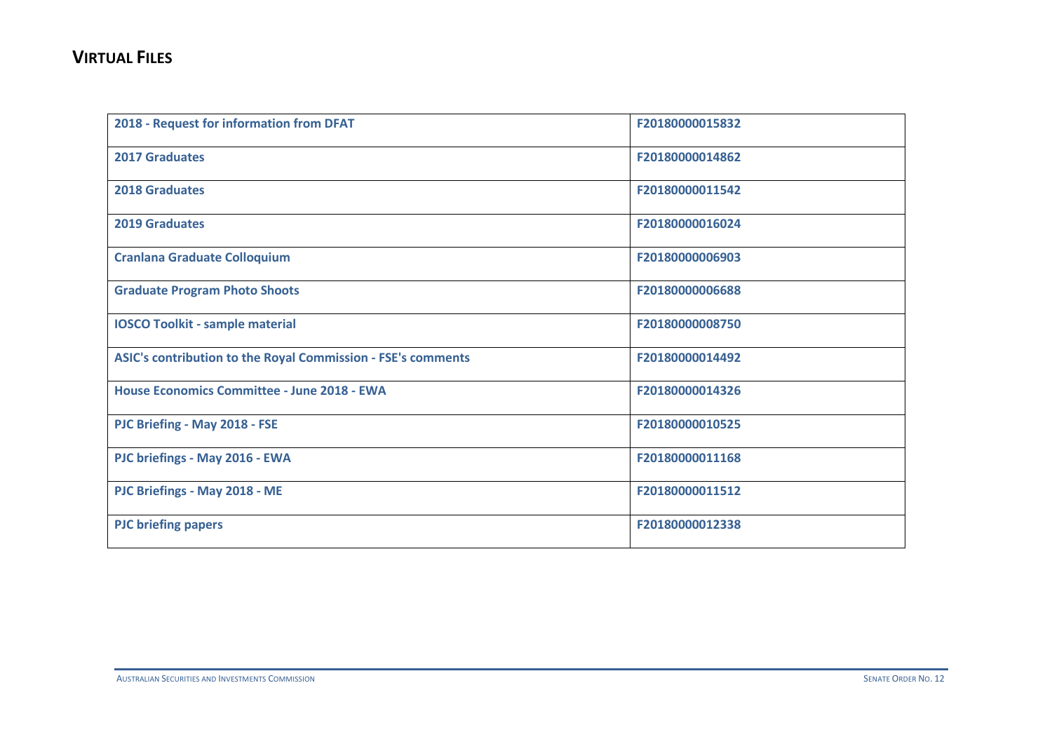## **VIRTUAL FILES**

| | |
|---|---|
| **2018 - Request for information from DFAT** | **F20180000015832** |
| **2017 Graduates** | **F20180000014862** |
| **2018 Graduates** | **F20180000011542** |
| **2019 Graduates** | **F20180000016024** |
| **Cranlana Graduate Colloquium** | **F20180000006903** |
| **Graduate Program Photo Shoots** | **F20180000006688** |
| **IOSCO Toolkit - sample material** | **F20180000008750** |
| **ASIC's contribution to the Royal Commission - FSE's comments** | **F20180000014492** |
| **House Economics Committee - June 2018 - EWA** | **F20180000014326** |
| **PJC Briefing - May 2018 - FSE** | **F20180000010525** |
| **PJC briefings - May 2016 - EWA** | **F20180000011168** |
| **PJC Briefings - May 2018 - ME** | **F20180000011512** |
| **PJC briefing papers** | **F20180000012338** |